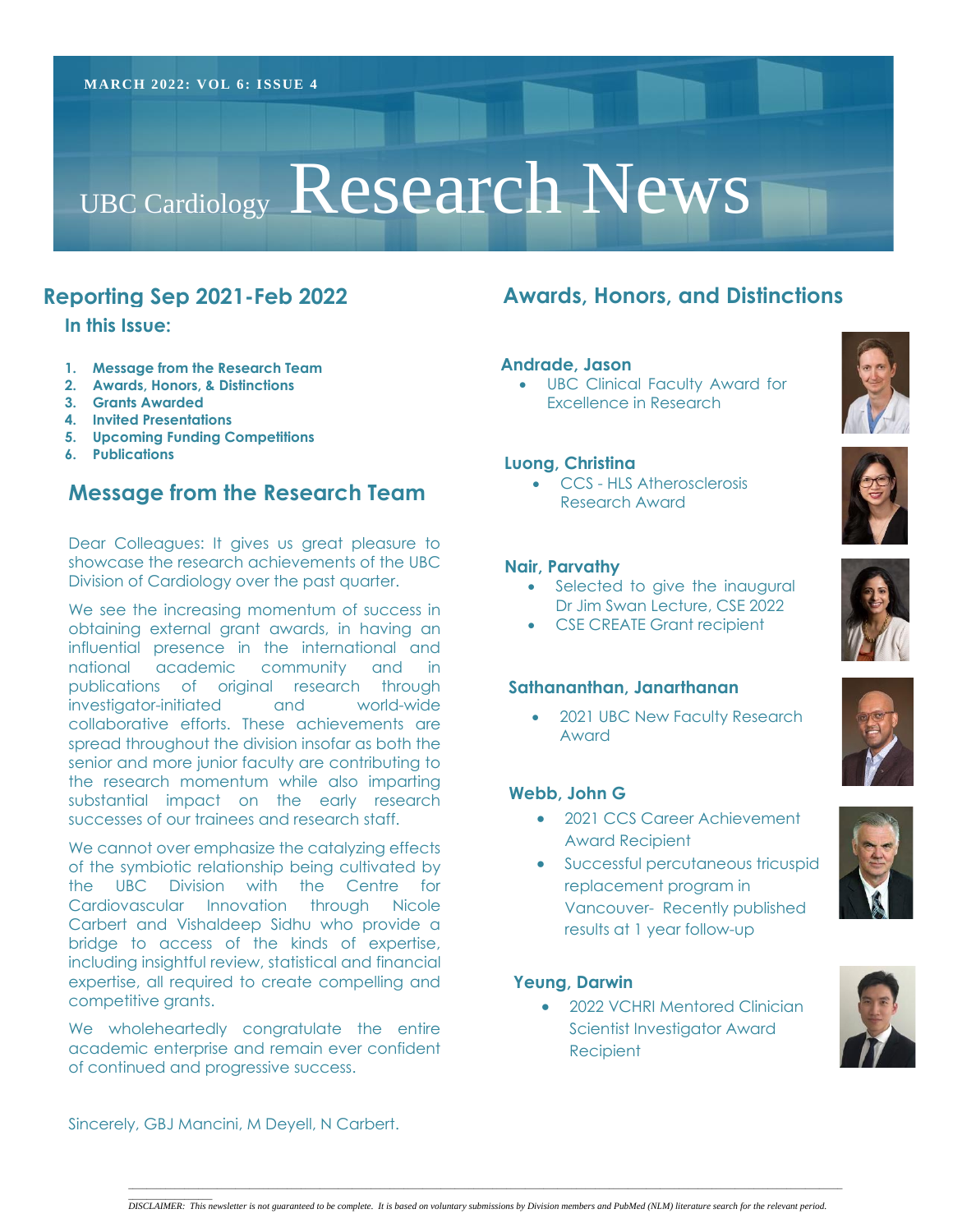MARCH 2022: VOL 6: ISSUE 4

# UBC Cardiology Research News

## Reporting Sep 2021-Feb 2022

### In this Issue:

1. **Message from the Research Team**
2. **Awards, Honors, & Distinctions**
3. **Grants Awarded**
4. **Invited Presentations**
5. **Upcoming Funding Competitions**
6. **Publications**

## Message from the Research Team

Dear Colleagues: It gives us great pleasure to showcase the research achievements of the UBC Division of Cardiology over the past quarter.

We see the increasing momentum of success in obtaining external grant awards, in having an influential presence in the international and national academic community and in publications of original research through investigator-initiated and world-wide collaborative efforts. These achievements are spread throughout the division insofar as both the senior and more junior faculty are contributing to the research momentum while also imparting substantial impact on the early research successes of our trainees and research staff.

We cannot over emphasize the catalyzing effects of the symbiotic relationship being cultivated by the UBC Division with the Centre for Cardiovascular Innovation through Nicole Carbert and Vishaldeep Sidhu who provide a bridge to access of the kinds of expertise, including insightful review, statistical and financial expertise, all required to create compelling and competitive grants.

We wholeheartedly congratulate the entire academic enterprise and remain ever confident of continued and progressive success.

Sincerely, GBJ Mancini, M Deyell, N Carbert.

## Awards, Honors, and Distinctions

**Andrade, Jason**

- UBC Clinical Faculty Award for Excellence in Research

**Luong, Christina**

- CCS - HLS Atherosclerosis Research Award

**Nair, Parvathy**

- Selected to give the inaugural Dr Jim Swan Lecture, CSE 2022
- CSE CREATE Grant recipient

**Sathananthan, Janarthanan**

- 2021 UBC New Faculty Research Award

**Webb, John G**

- 2021 CCS Career Achievement Award Recipient
- Successful percutaneous tricuspid replacement program in Vancouver- Recently published results at 1 year follow-up

**Yeung, Darwin**

- 2022 VCHRI Mentored Clinician Scientist Investigator Award Recipient

*DISCLAIMER: This newsletter is not guaranteed to be complete. It is based on voluntary submissions by Division members and PubMed (NLM) literature search for the relevant period.*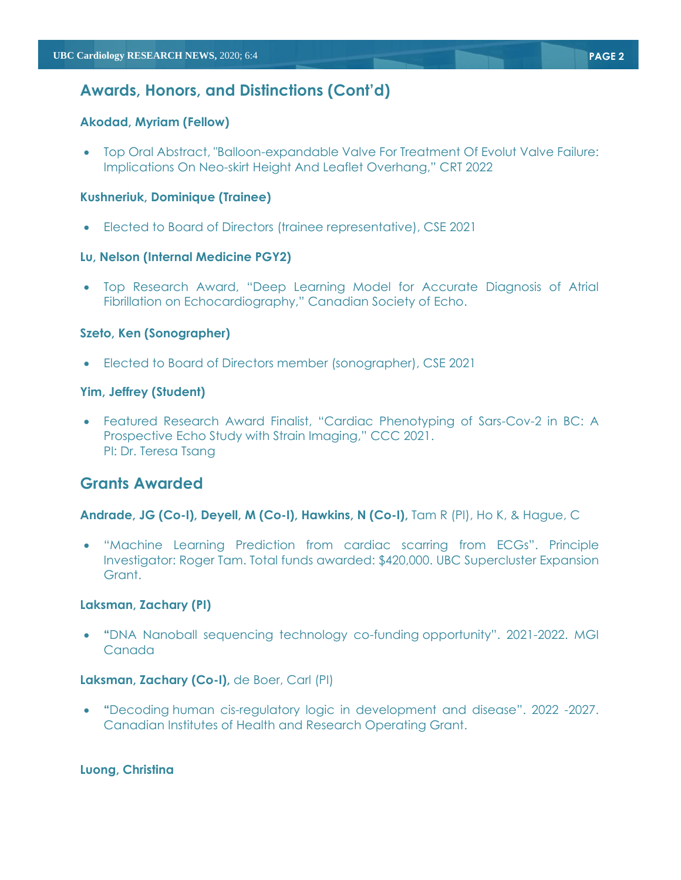## Awards, Honors, and Distinctions (Cont'd)

**Akodad, Myriam (Fellow)**

- Top Oral Abstract, "Balloon-expandable Valve For Treatment Of Evolut Valve Failure: Implications On Neo-skirt Height And Leaflet Overhang," CRT 2022

**Kushneriuk, Dominique (Trainee)**

- Elected to Board of Directors (trainee representative), CSE 2021

**Lu, Nelson (Internal Medicine PGY2)**

- Top Research Award, "Deep Learning Model for Accurate Diagnosis of Atrial Fibrillation on Echocardiography," Canadian Society of Echo.

**Szeto, Ken (Sonographer)**

- Elected to Board of Directors member (sonographer), CSE 2021

**Yim, Jeffrey (Student)**

- Featured Research Award Finalist, "Cardiac Phenotyping of Sars-Cov-2 in BC: A Prospective Echo Study with Strain Imaging," CCC 2021.
  PI: Dr. Teresa Tsang

## Grants Awarded

**Andrade, JG (Co-I), Deyell, M (Co-I), Hawkins, N (Co-I),** Tam R (PI), Ho K, & Hague, C

- "Machine Learning Prediction from cardiac scarring from ECGs". Principle Investigator: Roger Tam. Total funds awarded: $420,000. UBC Supercluster Expansion Grant.

**Laksman, Zachary (PI)**

- "DNA Nanoball sequencing technology co-funding opportunity". 2021-2022. MGI Canada

**Laksman, Zachary (Co-I),** de Boer, Carl (PI)

- "Decoding human cis-regulatory logic in development and disease". 2022 -2027. Canadian Institutes of Health and Research Operating Grant.

**Luong, Christina**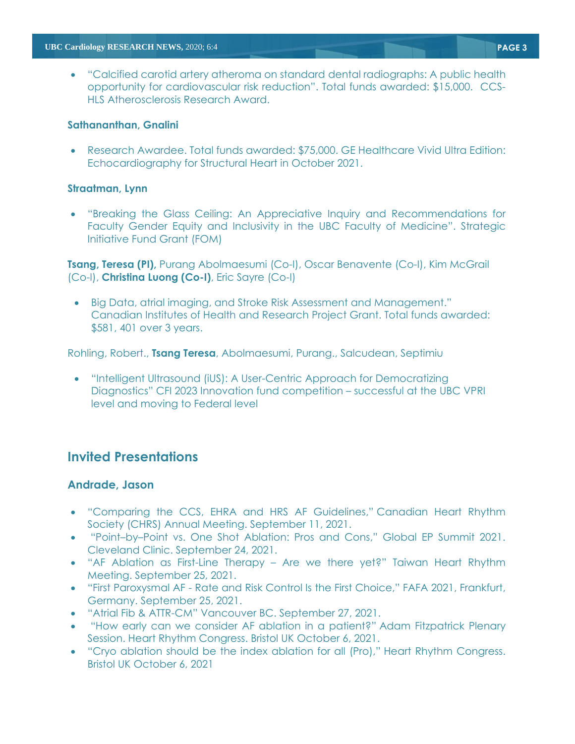- "Calcified carotid artery atheroma on standard dental radiographs: A public health opportunity for cardiovascular risk reduction". Total funds awarded: $15,000. CCS-HLS Atherosclerosis Research Award.

**Sathananthan, Gnalini**

- Research Awardee. Total funds awarded: $75,000. GE Healthcare Vivid Ultra Edition: Echocardiography for Structural Heart in October 2021.

**Straatman, Lynn**

- "Breaking the Glass Ceiling: An Appreciative Inquiry and Recommendations for Faculty Gender Equity and Inclusivity in the UBC Faculty of Medicine". Strategic Initiative Fund Grant (FOM)

**Tsang, Teresa (PI),** Purang Abolmaesumi (Co-I), Oscar Benavente (Co-I), Kim McGrail (Co-I), **Christina Luong (Co-I)**, Eric Sayre (Co-I)

- Big Data, atrial imaging, and Stroke Risk Assessment and Management." Canadian Institutes of Health and Research Project Grant. Total funds awarded: $581, 401 over 3 years.

Rohling, Robert., **Tsang Teresa**, Abolmaesumi, Purang., Salcudean, Septimiu

- "Intelligent Ultrasound (iUS): A User-Centric Approach for Democratizing Diagnostics" CFI 2023 Innovation fund competition – successful at the UBC VPRI level and moving to Federal level

## Invited Presentations

### Andrade, Jason

- "Comparing the CCS, EHRA and HRS AF Guidelines," Canadian Heart Rhythm Society (CHRS) Annual Meeting. September 11, 2021.
- "Point–by–Point vs. One Shot Ablation: Pros and Cons," Global EP Summit 2021. Cleveland Clinic. September 24, 2021.
- "AF Ablation as First-Line Therapy – Are we there yet?" Taiwan Heart Rhythm Meeting. September 25, 2021.
- "First Paroxysmal AF - Rate and Risk Control Is the First Choice," FAFA 2021, Frankfurt, Germany. September 25, 2021.
- "Atrial Fib & ATTR-CM" Vancouver BC. September 27, 2021.
- "How early can we consider AF ablation in a patient?" Adam Fitzpatrick Plenary Session. Heart Rhythm Congress. Bristol UK October 6, 2021.
- "Cryo ablation should be the index ablation for all (Pro)," Heart Rhythm Congress. Bristol UK October 6, 2021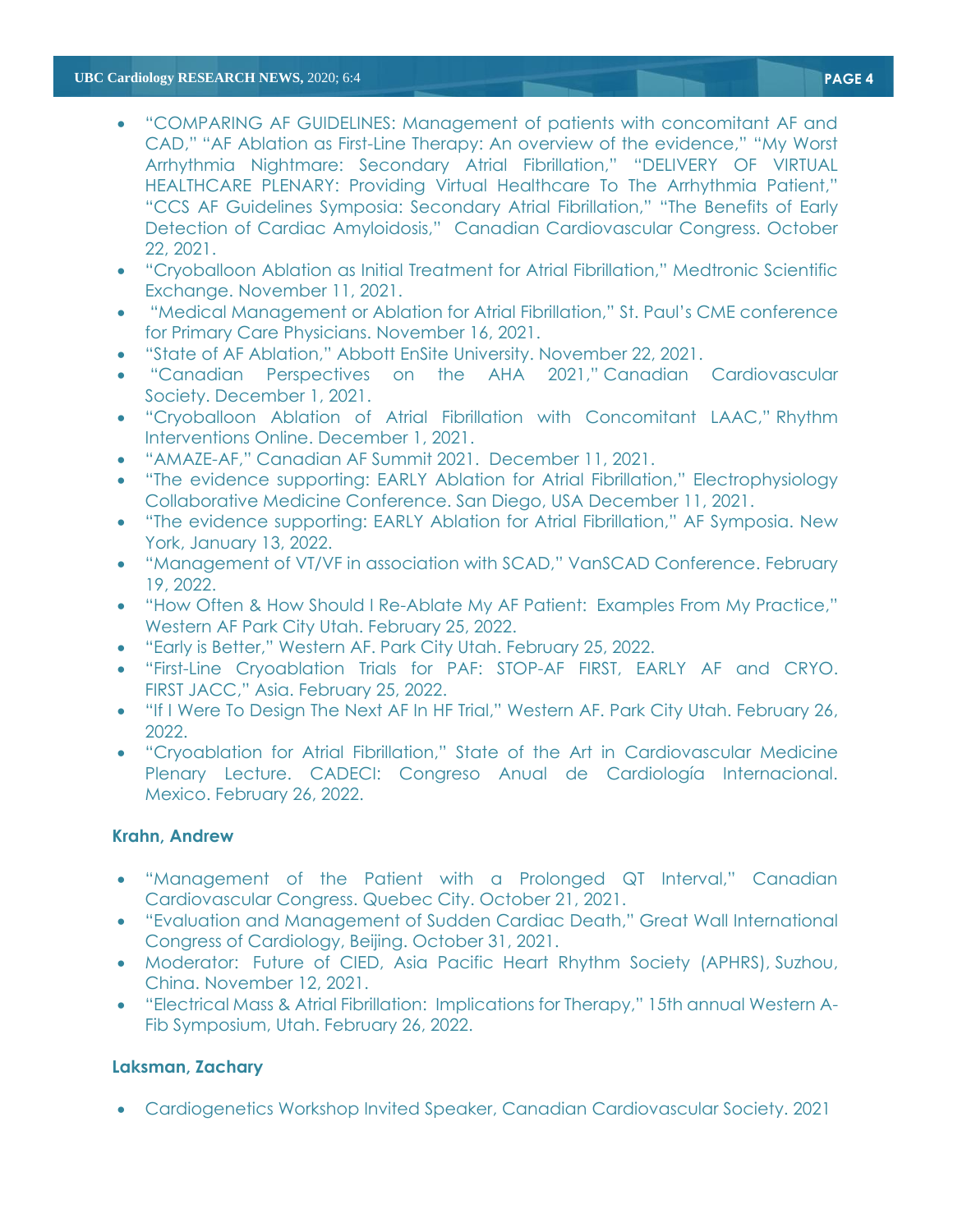- "COMPARING AF GUIDELINES: Management of patients with concomitant AF and CAD," "AF Ablation as First-Line Therapy: An overview of the evidence," "My Worst Arrhythmia Nightmare: Secondary Atrial Fibrillation," "DELIVERY OF VIRTUAL HEALTHCARE PLENARY: Providing Virtual Healthcare To The Arrhythmia Patient," "CCS AF Guidelines Symposia: Secondary Atrial Fibrillation," "The Benefits of Early Detection of Cardiac Amyloidosis," Canadian Cardiovascular Congress. October 22, 2021.
- "Cryoballoon Ablation as Initial Treatment for Atrial Fibrillation," Medtronic Scientific Exchange. November 11, 2021.
- "Medical Management or Ablation for Atrial Fibrillation," St. Paul's CME conference for Primary Care Physicians. November 16, 2021.
- "State of AF Ablation," Abbott EnSite University. November 22, 2021.
- "Canadian Perspectives on the AHA 2021," Canadian Cardiovascular Society. December 1, 2021.
- "Cryoballoon Ablation of Atrial Fibrillation with Concomitant LAAC," Rhythm Interventions Online. December 1, 2021.
- "AMAZE-AF," Canadian AF Summit 2021. December 11, 2021.
- "The evidence supporting: EARLY Ablation for Atrial Fibrillation," Electrophysiology Collaborative Medicine Conference. San Diego, USA December 11, 2021.
- "The evidence supporting: EARLY Ablation for Atrial Fibrillation," AF Symposia. New York, January 13, 2022.
- "Management of VT/VF in association with SCAD," VanSCAD Conference. February 19, 2022.
- "How Often & How Should I Re-Ablate My AF Patient: Examples From My Practice," Western AF Park City Utah. February 25, 2022.
- "Early is Better," Western AF. Park City Utah. February 25, 2022.
- "First-Line Cryoablation Trials for PAF: STOP-AF FIRST, EARLY AF and CRYO. FIRST JACC," Asia. February 25, 2022.
- "If I Were To Design The Next AF In HF Trial," Western AF. Park City Utah. February 26, 2022.
- "Cryoablation for Atrial Fibrillation," State of the Art in Cardiovascular Medicine Plenary Lecture. CADECI: Congreso Anual de Cardiología Internacional. Mexico. February 26, 2022.

### Krahn, Andrew

- "Management of the Patient with a Prolonged QT Interval," Canadian Cardiovascular Congress. Quebec City. October 21, 2021.
- "Evaluation and Management of Sudden Cardiac Death," Great Wall International Congress of Cardiology, Beijing. October 31, 2021.
- Moderator: Future of CIED, Asia Pacific Heart Rhythm Society (APHRS), Suzhou, China. November 12, 2021.
- "Electrical Mass & Atrial Fibrillation: Implications for Therapy," 15th annual Western A-Fib Symposium, Utah. February 26, 2022.

### Laksman, Zachary

- Cardiogenetics Workshop Invited Speaker, Canadian Cardiovascular Society. 2021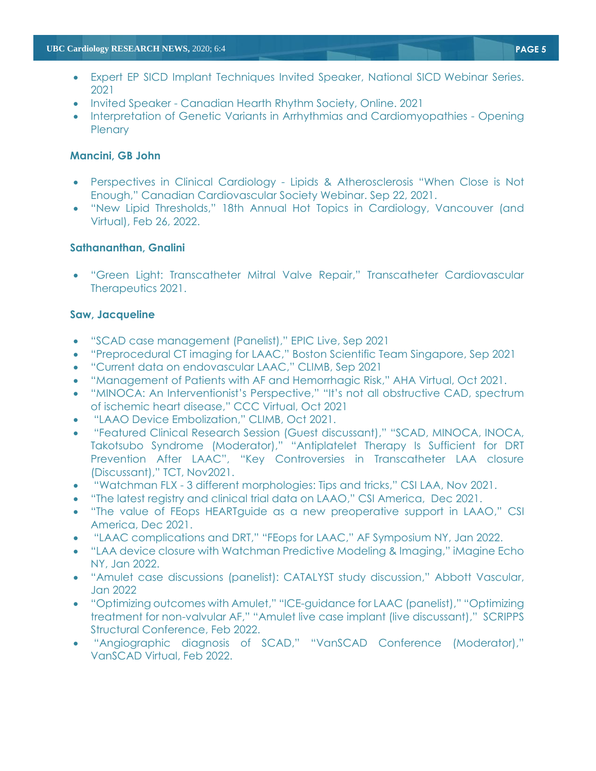- Expert EP SICD Implant Techniques Invited Speaker, National SICD Webinar Series. 2021
- Invited Speaker - Canadian Hearth Rhythm Society, Online. 2021
- Interpretation of Genetic Variants in Arrhythmias and Cardiomyopathies - Opening Plenary

**Mancini, GB John**

- Perspectives in Clinical Cardiology - Lipids & Atherosclerosis "When Close is Not Enough," Canadian Cardiovascular Society Webinar. Sep 22, 2021.
- "New Lipid Thresholds," 18th Annual Hot Topics in Cardiology, Vancouver (and Virtual), Feb 26, 2022.

**Sathananthan, Gnalini**

- "Green Light: Transcatheter Mitral Valve Repair," Transcatheter Cardiovascular Therapeutics 2021.

**Saw, Jacqueline**

- "SCAD case management (Panelist)," EPIC Live, Sep 2021
- "Preprocedural CT imaging for LAAC," Boston Scientific Team Singapore, Sep 2021
- "Current data on endovascular LAAC," CLIMB, Sep 2021
- "Management of Patients with AF and Hemorrhagic Risk," AHA Virtual, Oct 2021.
- "MINOCA: An Interventionist's Perspective," "It's not all obstructive CAD, spectrum of ischemic heart disease," CCC Virtual, Oct 2021
- "LAAO Device Embolization," CLIMB, Oct 2021.
- "Featured Clinical Research Session (Guest discussant)," "SCAD, MINOCA, INOCA, Takotsubo Syndrome (Moderator)," "Antiplatelet Therapy Is Sufficient for DRT Prevention After LAAC", "Key Controversies in Transcatheter LAA closure (Discussant)," TCT, Nov2021.
- "Watchman FLX - 3 different morphologies: Tips and tricks," CSI LAA, Nov 2021.
- "The latest registry and clinical trial data on LAAO," CSI America, Dec 2021.
- "The value of FEops HEARTguide as a new preoperative support in LAAO," CSI America, Dec 2021.
- "LAAC complications and DRT," "FEops for LAAC," AF Symposium NY, Jan 2022.
- "LAA device closure with Watchman Predictive Modeling & Imaging," iMagine Echo NY, Jan 2022.
- "Amulet case discussions (panelist): CATALYST study discussion," Abbott Vascular, Jan 2022
- "Optimizing outcomes with Amulet," "ICE-guidance for LAAC (panelist)," "Optimizing treatment for non-valvular AF," "Amulet live case implant (live discussant)," SCRIPPS Structural Conference, Feb 2022.
- "Angiographic diagnosis of SCAD," "VanSCAD Conference (Moderator)," VanSCAD Virtual, Feb 2022.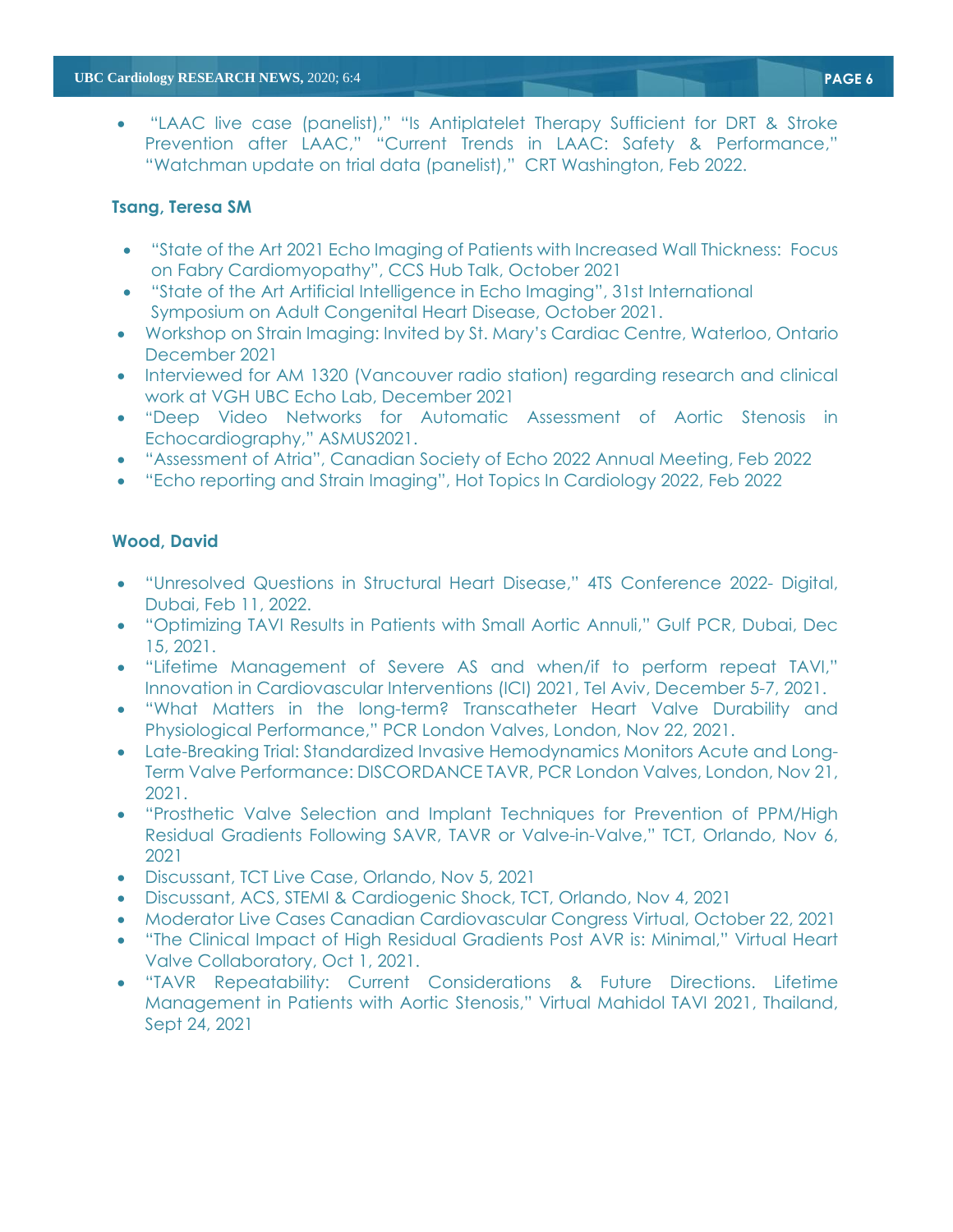- "LAAC live case (panelist)," "Is Antiplatelet Therapy Sufficient for DRT & Stroke Prevention after LAAC," "Current Trends in LAAC: Safety & Performance," "Watchman update on trial data (panelist)," CRT Washington, Feb 2022.

**Tsang, Teresa SM**

- "State of the Art 2021 Echo Imaging of Patients with Increased Wall Thickness: Focus on Fabry Cardiomyopathy", CCS Hub Talk, October 2021
- "State of the Art Artificial Intelligence in Echo Imaging", 31st International Symposium on Adult Congenital Heart Disease, October 2021.
- Workshop on Strain Imaging: Invited by St. Mary's Cardiac Centre, Waterloo, Ontario December 2021
- Interviewed for AM 1320 (Vancouver radio station) regarding research and clinical work at VGH UBC Echo Lab, December 2021
- "Deep Video Networks for Automatic Assessment of Aortic Stenosis in Echocardiography," ASMUS2021.
- "Assessment of Atria", Canadian Society of Echo 2022 Annual Meeting, Feb 2022
- "Echo reporting and Strain Imaging", Hot Topics In Cardiology 2022, Feb 2022

**Wood, David**

- "Unresolved Questions in Structural Heart Disease," 4TS Conference 2022- Digital, Dubai, Feb 11, 2022.
- "Optimizing TAVI Results in Patients with Small Aortic Annuli," Gulf PCR, Dubai, Dec 15, 2021.
- "Lifetime Management of Severe AS and when/if to perform repeat TAVI," Innovation in Cardiovascular Interventions (ICI) 2021, Tel Aviv, December 5-7, 2021.
- "What Matters in the long-term? Transcatheter Heart Valve Durability and Physiological Performance," PCR London Valves, London, Nov 22, 2021.
- Late-Breaking Trial: Standardized Invasive Hemodynamics Monitors Acute and Long-Term Valve Performance: DISCORDANCE TAVR, PCR London Valves, London, Nov 21, 2021.
- "Prosthetic Valve Selection and Implant Techniques for Prevention of PPM/High Residual Gradients Following SAVR, TAVR or Valve-in-Valve," TCT, Orlando, Nov 6, 2021
- Discussant, TCT Live Case, Orlando, Nov 5, 2021
- Discussant, ACS, STEMI & Cardiogenic Shock, TCT, Orlando, Nov 4, 2021
- Moderator Live Cases Canadian Cardiovascular Congress Virtual, October 22, 2021
- "The Clinical Impact of High Residual Gradients Post AVR is: Minimal," Virtual Heart Valve Collaboratory, Oct 1, 2021.
- "TAVR Repeatability: Current Considerations & Future Directions. Lifetime Management in Patients with Aortic Stenosis," Virtual Mahidol TAVI 2021, Thailand, Sept 24, 2021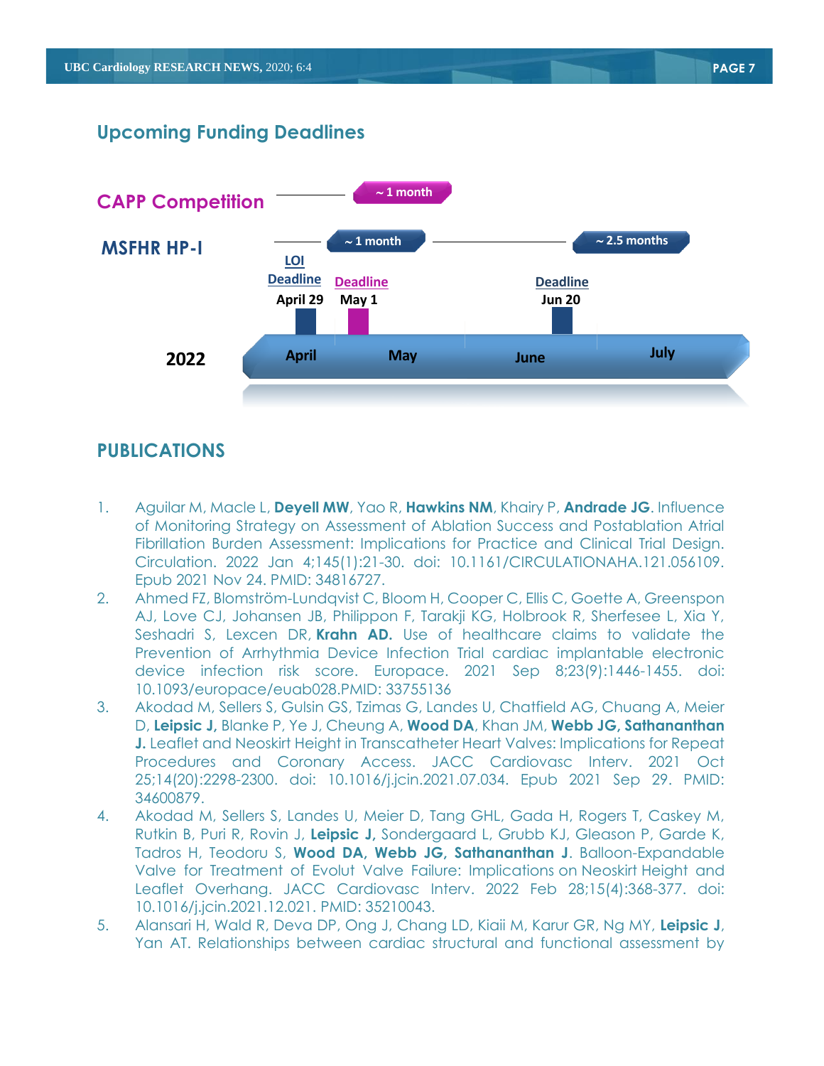## Upcoming Funding Deadlines

**CAPP Competition** — ~ 1 month

**MSFHR HP-I** — ~ 1 month — ~ 2.5 months

LOI Deadline April 29

Deadline May 1

Deadline Jun 20

2022: April, May, June, July

## PUBLICATIONS

1. Aguilar M, Macle L, **Deyell MW**, Yao R, **Hawkins NM**, Khairy P, **Andrade JG**. Influence of Monitoring Strategy on Assessment of Ablation Success and Postablation Atrial Fibrillation Burden Assessment: Implications for Practice and Clinical Trial Design. Circulation. 2022 Jan 4;145(1):21-30. doi: 10.1161/CIRCULATIONAHA.121.056109. Epub 2021 Nov 24. PMID: 34816727.
2. Ahmed FZ, Blomström-Lundqvist C, Bloom H, Cooper C, Ellis C, Goette A, Greenspon AJ, Love CJ, Johansen JB, Philippon F, Tarakji KG, Holbrook R, Sherfesee L, Xia Y, Seshadri S, Lexcen DR, **Krahn AD.** Use of healthcare claims to validate the Prevention of Arrhythmia Device Infection Trial cardiac implantable electronic device infection risk score. Europace. 2021 Sep 8;23(9):1446-1455. doi: 10.1093/europace/euab028.PMID: 33755136
3. Akodad M, Sellers S, Gulsin GS, Tzimas G, Landes U, Chatfield AG, Chuang A, Meier D, **Leipsic J,** Blanke P, Ye J, Cheung A, **Wood DA**, Khan JM, **Webb JG, Sathananthan J.** Leaflet and Neoskirt Height in Transcatheter Heart Valves: Implications for Repeat Procedures and Coronary Access. JACC Cardiovasc Interv. 2021 Oct 25;14(20):2298-2300. doi: 10.1016/j.jcin.2021.07.034. Epub 2021 Sep 29. PMID: 34600879.
4. Akodad M, Sellers S, Landes U, Meier D, Tang GHL, Gada H, Rogers T, Caskey M, Rutkin B, Puri R, Rovin J, **Leipsic J,** Sondergaard L, Grubb KJ, Gleason P, Garde K, Tadros H, Teodoru S, **Wood DA, Webb JG, Sathananthan J**. Balloon-Expandable Valve for Treatment of Evolut Valve Failure: Implications on Neoskirt Height and Leaflet Overhang. JACC Cardiovasc Interv. 2022 Feb 28;15(4):368-377. doi: 10.1016/j.jcin.2021.12.021. PMID: 35210043.
5. Alansari H, Wald R, Deva DP, Ong J, Chang LD, Kiaii M, Karur GR, Ng MY, **Leipsic J**, Yan AT. Relationships between cardiac structural and functional assessment by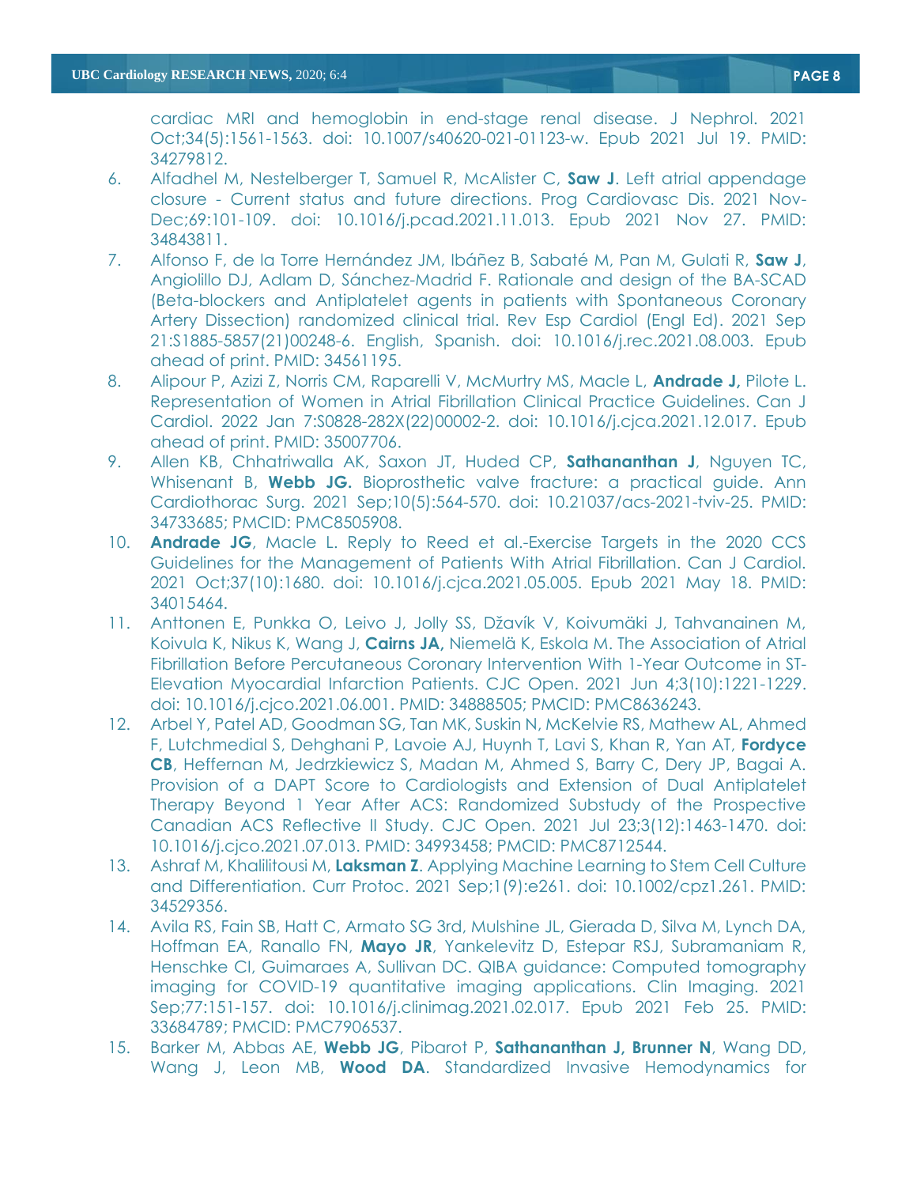cardiac MRI and hemoglobin in end-stage renal disease. J Nephrol. 2021 Oct;34(5):1561-1563. doi: 10.1007/s40620-021-01123-w. Epub 2021 Jul 19. PMID: 34279812.

6. Alfadhel M, Nestelberger T, Samuel R, McAlister C, **Saw J**. Left atrial appendage closure - Current status and future directions. Prog Cardiovasc Dis. 2021 Nov-Dec;69:101-109. doi: 10.1016/j.pcad.2021.11.013. Epub 2021 Nov 27. PMID: 34843811.
7. Alfonso F, de la Torre Hernández JM, Ibáñez B, Sabaté M, Pan M, Gulati R, **Saw J**, Angiolillo DJ, Adlam D, Sánchez-Madrid F. Rationale and design of the BA-SCAD (Beta-blockers and Antiplatelet agents in patients with Spontaneous Coronary Artery Dissection) randomized clinical trial. Rev Esp Cardiol (Engl Ed). 2021 Sep 21:S1885-5857(21)00248-6. English, Spanish. doi: 10.1016/j.rec.2021.08.003. Epub ahead of print. PMID: 34561195.
8. Alipour P, Azizi Z, Norris CM, Raparelli V, McMurtry MS, Macle L, **Andrade J,** Pilote L. Representation of Women in Atrial Fibrillation Clinical Practice Guidelines. Can J Cardiol. 2022 Jan 7:S0828-282X(22)00002-2. doi: 10.1016/j.cjca.2021.12.017. Epub ahead of print. PMID: 35007706.
9. Allen KB, Chhatriwalla AK, Saxon JT, Huded CP, **Sathananthan J**, Nguyen TC, Whisenant B, **Webb JG.** Bioprosthetic valve fracture: a practical guide. Ann Cardiothorac Surg. 2021 Sep;10(5):564-570. doi: 10.21037/acs-2021-tviv-25. PMID: 34733685; PMCID: PMC8505908.
10. **Andrade JG**, Macle L. Reply to Reed et al.-Exercise Targets in the 2020 CCS Guidelines for the Management of Patients With Atrial Fibrillation. Can J Cardiol. 2021 Oct;37(10):1680. doi: 10.1016/j.cjca.2021.05.005. Epub 2021 May 18. PMID: 34015464.
11. Anttonen E, Punkka O, Leivo J, Jolly SS, Džavík V, Koivumäki J, Tahvanainen M, Koivula K, Nikus K, Wang J, **Cairns JA,** Niemelä K, Eskola M. The Association of Atrial Fibrillation Before Percutaneous Coronary Intervention With 1-Year Outcome in ST-Elevation Myocardial Infarction Patients. CJC Open. 2021 Jun 4;3(10):1221-1229. doi: 10.1016/j.cjco.2021.06.001. PMID: 34888505; PMCID: PMC8636243.
12. Arbel Y, Patel AD, Goodman SG, Tan MK, Suskin N, McKelvie RS, Mathew AL, Ahmed F, Lutchmedial S, Dehghani P, Lavoie AJ, Huynh T, Lavi S, Khan R, Yan AT, **Fordyce CB**, Heffernan M, Jedrzkiewicz S, Madan M, Ahmed S, Barry C, Dery JP, Bagai A. Provision of a DAPT Score to Cardiologists and Extension of Dual Antiplatelet Therapy Beyond 1 Year After ACS: Randomized Substudy of the Prospective Canadian ACS Reflective II Study. CJC Open. 2021 Jul 23;3(12):1463-1470. doi: 10.1016/j.cjco.2021.07.013. PMID: 34993458; PMCID: PMC8712544.
13. Ashraf M, Khalilitousi M, **Laksman Z**. Applying Machine Learning to Stem Cell Culture and Differentiation. Curr Protoc. 2021 Sep;1(9):e261. doi: 10.1002/cpz1.261. PMID: 34529356.
14. Avila RS, Fain SB, Hatt C, Armato SG 3rd, Mulshine JL, Gierada D, Silva M, Lynch DA, Hoffman EA, Ranallo FN, **Mayo JR**, Yankelevitz D, Estepar RSJ, Subramaniam R, Henschke CI, Guimaraes A, Sullivan DC. QIBA guidance: Computed tomography imaging for COVID-19 quantitative imaging applications. Clin Imaging. 2021 Sep;77:151-157. doi: 10.1016/j.clinimag.2021.02.017. Epub 2021 Feb 25. PMID: 33684789; PMCID: PMC7906537.
15. Barker M, Abbas AE, **Webb JG**, Pibarot P, **Sathananthan J, Brunner N**, Wang DD, Wang J, Leon MB, **Wood DA**. Standardized Invasive Hemodynamics for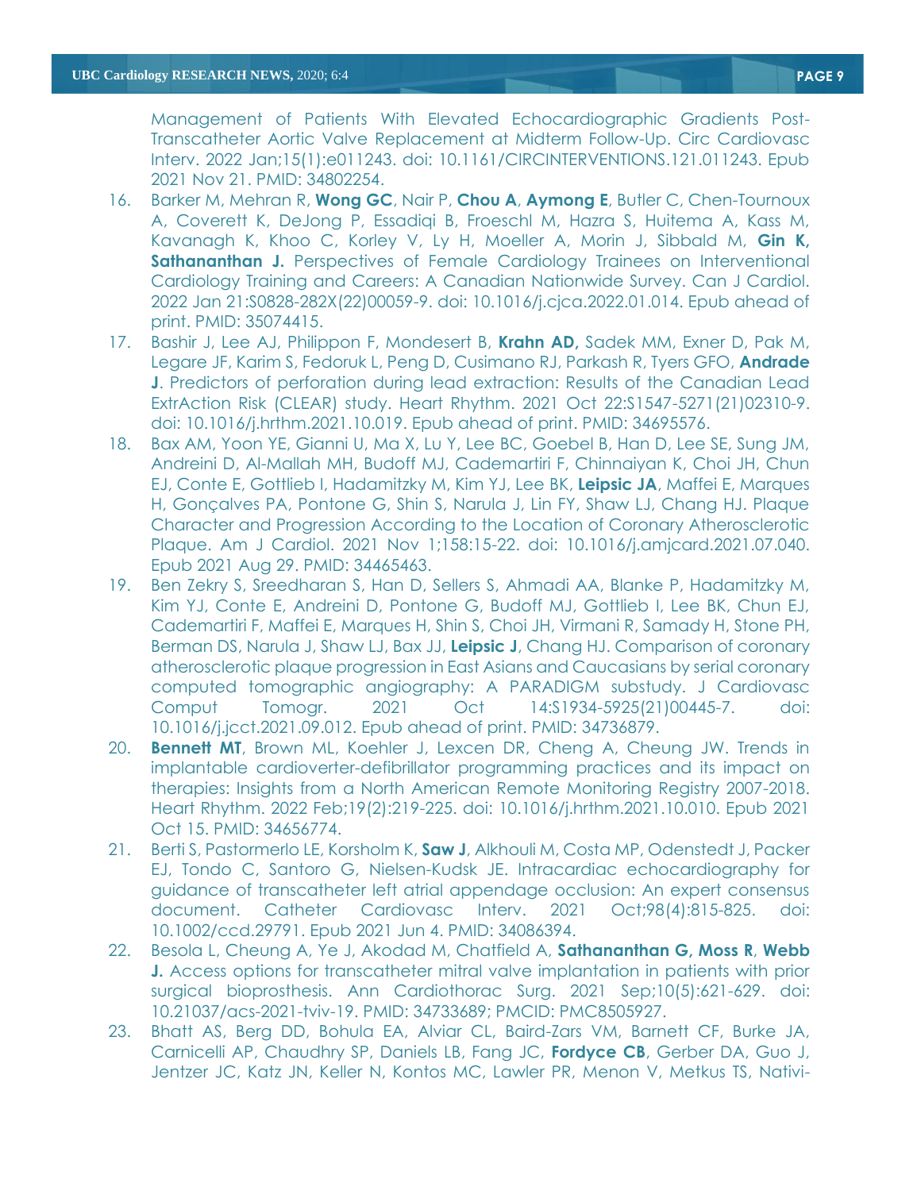Management of Patients With Elevated Echocardiographic Gradients Post-Transcatheter Aortic Valve Replacement at Midterm Follow-Up. Circ Cardiovasc Interv. 2022 Jan;15(1):e011243. doi: 10.1161/CIRCINTERVENTIONS.121.011243. Epub 2021 Nov 21. PMID: 34802254.

16. Barker M, Mehran R, **Wong GC**, Nair P, **Chou A**, **Aymong E**, Butler C, Chen-Tournoux A, Coverett K, DeJong P, Essadiqi B, Froeschl M, Hazra S, Huitema A, Kass M, Kavanagh K, Khoo C, Korley V, Ly H, Moeller A, Morin J, Sibbald M, **Gin K, Sathananthan J.** Perspectives of Female Cardiology Trainees on Interventional Cardiology Training and Careers: A Canadian Nationwide Survey. Can J Cardiol. 2022 Jan 21:S0828-282X(22)00059-9. doi: 10.1016/j.cjca.2022.01.014. Epub ahead of print. PMID: 35074415.
17. Bashir J, Lee AJ, Philippon F, Mondesert B, **Krahn AD,** Sadek MM, Exner D, Pak M, Legare JF, Karim S, Fedoruk L, Peng D, Cusimano RJ, Parkash R, Tyers GFO, **Andrade J**. Predictors of perforation during lead extraction: Results of the Canadian Lead ExtrAction Risk (CLEAR) study. Heart Rhythm. 2021 Oct 22:S1547-5271(21)02310-9. doi: 10.1016/j.hrthm.2021.10.019. Epub ahead of print. PMID: 34695576.
18. Bax AM, Yoon YE, Gianni U, Ma X, Lu Y, Lee BC, Goebel B, Han D, Lee SE, Sung JM, Andreini D, Al-Mallah MH, Budoff MJ, Cademartiri F, Chinnaiyan K, Choi JH, Chun EJ, Conte E, Gottlieb I, Hadamitzky M, Kim YJ, Lee BK, **Leipsic JA**, Maffei E, Marques H, Gonçalves PA, Pontone G, Shin S, Narula J, Lin FY, Shaw LJ, Chang HJ. Plaque Character and Progression According to the Location of Coronary Atherosclerotic Plaque. Am J Cardiol. 2021 Nov 1;158:15-22. doi: 10.1016/j.amjcard.2021.07.040. Epub 2021 Aug 29. PMID: 34465463.
19. Ben Zekry S, Sreedharan S, Han D, Sellers S, Ahmadi AA, Blanke P, Hadamitzky M, Kim YJ, Conte E, Andreini D, Pontone G, Budoff MJ, Gottlieb I, Lee BK, Chun EJ, Cademartiri F, Maffei E, Marques H, Shin S, Choi JH, Virmani R, Samady H, Stone PH, Berman DS, Narula J, Shaw LJ, Bax JJ, **Leipsic J**, Chang HJ. Comparison of coronary atherosclerotic plaque progression in East Asians and Caucasians by serial coronary computed tomographic angiography: A PARADIGM substudy. J Cardiovasc Comput Tomogr. 2021 Oct 14:S1934-5925(21)00445-7. doi: 10.1016/j.jcct.2021.09.012. Epub ahead of print. PMID: 34736879.
20. **Bennett MT**, Brown ML, Koehler J, Lexcen DR, Cheng A, Cheung JW. Trends in implantable cardioverter-defibrillator programming practices and its impact on therapies: Insights from a North American Remote Monitoring Registry 2007-2018. Heart Rhythm. 2022 Feb;19(2):219-225. doi: 10.1016/j.hrthm.2021.10.010. Epub 2021 Oct 15. PMID: 34656774.
21. Berti S, Pastormerlo LE, Korsholm K, **Saw J**, Alkhouli M, Costa MP, Odenstedt J, Packer EJ, Tondo C, Santoro G, Nielsen-Kudsk JE. Intracardiac echocardiography for guidance of transcatheter left atrial appendage occlusion: An expert consensus document. Catheter Cardiovasc Interv. 2021 Oct;98(4):815-825. doi: 10.1002/ccd.29791. Epub 2021 Jun 4. PMID: 34086394.
22. Besola L, Cheung A, Ye J, Akodad M, Chatfield A, **Sathananthan G, Moss R**, **Webb J.** Access options for transcatheter mitral valve implantation in patients with prior surgical bioprosthesis. Ann Cardiothorac Surg. 2021 Sep;10(5):621-629. doi: 10.21037/acs-2021-tviv-19. PMID: 34733689; PMCID: PMC8505927.
23. Bhatt AS, Berg DD, Bohula EA, Alviar CL, Baird-Zars VM, Barnett CF, Burke JA, Carnicelli AP, Chaudhry SP, Daniels LB, Fang JC, **Fordyce CB**, Gerber DA, Guo J, Jentzer JC, Katz JN, Keller N, Kontos MC, Lawler PR, Menon V, Metkus TS, Nativi-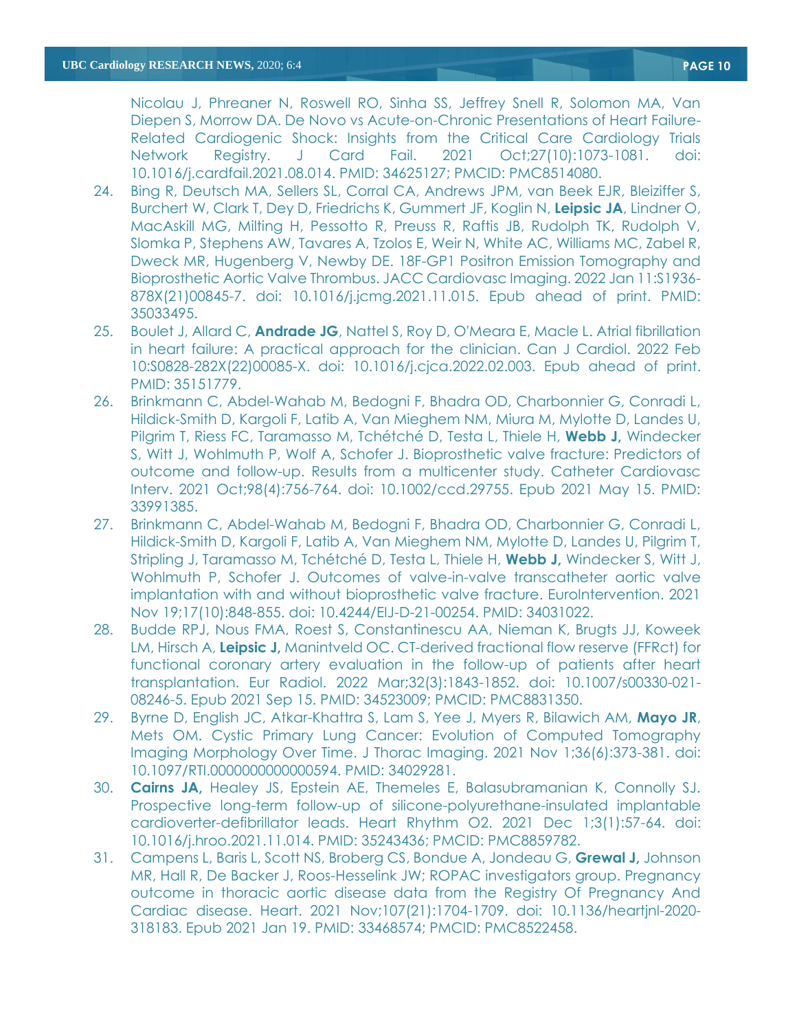Nicolau J, Phreaner N, Roswell RO, Sinha SS, Jeffrey Snell R, Solomon MA, Van Diepen S, Morrow DA. De Novo vs Acute-on-Chronic Presentations of Heart Failure-Related Cardiogenic Shock: Insights from the Critical Care Cardiology Trials Network Registry. J Card Fail. 2021 Oct;27(10):1073-1081. doi: 10.1016/j.cardfail.2021.08.014. PMID: 34625127; PMCID: PMC8514080.

24. Bing R, Deutsch MA, Sellers SL, Corral CA, Andrews JPM, van Beek EJR, Bleiziffer S, Burchert W, Clark T, Dey D, Friedrichs K, Gummert JF, Koglin N, **Leipsic JA**, Lindner O, MacAskill MG, Milting H, Pessotto R, Preuss R, Raftis JB, Rudolph TK, Rudolph V, Slomka P, Stephens AW, Tavares A, Tzolos E, Weir N, White AC, Williams MC, Zabel R, Dweck MR, Hugenberg V, Newby DE. 18F-GP1 Positron Emission Tomography and Bioprosthetic Aortic Valve Thrombus. JACC Cardiovasc Imaging. 2022 Jan 11:S1936-878X(21)00845-7. doi: 10.1016/j.jcmg.2021.11.015. Epub ahead of print. PMID: 35033495.
25. Boulet J, Allard C, **Andrade JG**, Nattel S, Roy D, O'Meara E, Macle L. Atrial fibrillation in heart failure: A practical approach for the clinician. Can J Cardiol. 2022 Feb 10:S0828-282X(22)00085-X. doi: 10.1016/j.cjca.2022.02.003. Epub ahead of print. PMID: 35151779.
26. Brinkmann C, Abdel-Wahab M, Bedogni F, Bhadra OD, Charbonnier G, Conradi L, Hildick-Smith D, Kargoli F, Latib A, Van Mieghem NM, Miura M, Mylotte D, Landes U, Pilgrim T, Riess FC, Taramasso M, Tchétché D, Testa L, Thiele H, **Webb J,** Windecker S, Witt J, Wohlmuth P, Wolf A, Schofer J. Bioprosthetic valve fracture: Predictors of outcome and follow-up. Results from a multicenter study. Catheter Cardiovasc Interv. 2021 Oct;98(4):756-764. doi: 10.1002/ccd.29755. Epub 2021 May 15. PMID: 33991385.
27. Brinkmann C, Abdel-Wahab M, Bedogni F, Bhadra OD, Charbonnier G, Conradi L, Hildick-Smith D, Kargoli F, Latib A, Van Mieghem NM, Mylotte D, Landes U, Pilgrim T, Stripling J, Taramasso M, Tchétché D, Testa L, Thiele H, **Webb J,** Windecker S, Witt J, Wohlmuth P, Schofer J. Outcomes of valve-in-valve transcatheter aortic valve implantation with and without bioprosthetic valve fracture. EuroIntervention. 2021 Nov 19;17(10):848-855. doi: 10.4244/EIJ-D-21-00254. PMID: 34031022.
28. Budde RPJ, Nous FMA, Roest S, Constantinescu AA, Nieman K, Brugts JJ, Koweek LM, Hirsch A, **Leipsic J,** Manintveld OC. CT-derived fractional flow reserve (FFRct) for functional coronary artery evaluation in the follow-up of patients after heart transplantation. Eur Radiol. 2022 Mar;32(3):1843-1852. doi: 10.1007/s00330-021-08246-5. Epub 2021 Sep 15. PMID: 34523009; PMCID: PMC8831350.
29. Byrne D, English JC, Atkar-Khattra S, Lam S, Yee J, Myers R, Bilawich AM, **Mayo JR**, Mets OM. Cystic Primary Lung Cancer: Evolution of Computed Tomography Imaging Morphology Over Time. J Thorac Imaging. 2021 Nov 1;36(6):373-381. doi: 10.1097/RTI.0000000000000594. PMID: 34029281.
30. **Cairns JA,** Healey JS, Epstein AE, Themeles E, Balasubramanian K, Connolly SJ. Prospective long-term follow-up of silicone-polyurethane-insulated implantable cardioverter-defibrillator leads. Heart Rhythm O2. 2021 Dec 1;3(1):57-64. doi: 10.1016/j.hroo.2021.11.014. PMID: 35243436; PMCID: PMC8859782.
31. Campens L, Baris L, Scott NS, Broberg CS, Bondue A, Jondeau G, **Grewal J,** Johnson MR, Hall R, De Backer J, Roos-Hesselink JW; ROPAC investigators group. Pregnancy outcome in thoracic aortic disease data from the Registry Of Pregnancy And Cardiac disease. Heart. 2021 Nov;107(21):1704-1709. doi: 10.1136/heartjnl-2020-318183. Epub 2021 Jan 19. PMID: 33468574; PMCID: PMC8522458.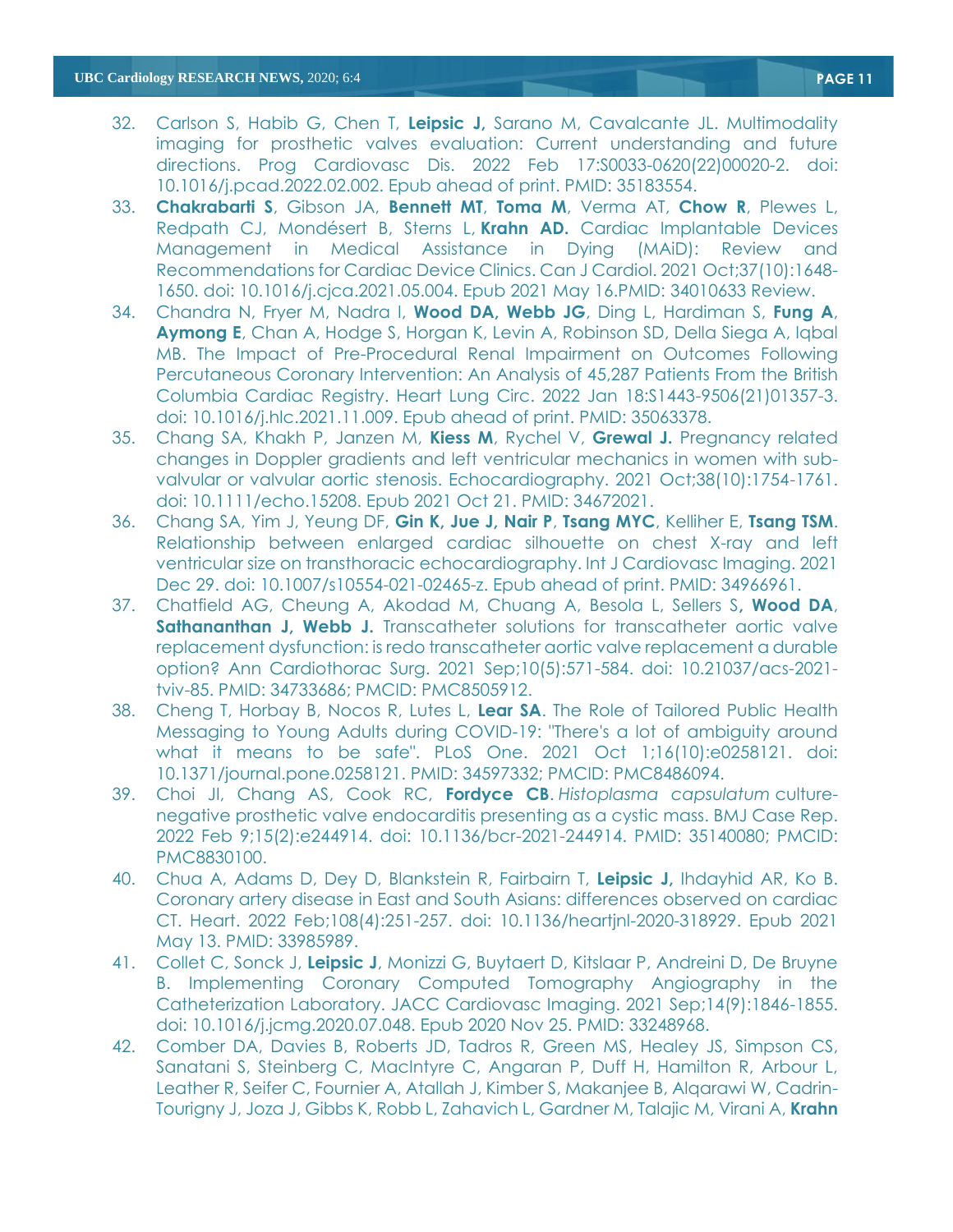32. Carlson S, Habib G, Chen T, **Leipsic J,** Sarano M, Cavalcante JL. Multimodality imaging for prosthetic valves evaluation: Current understanding and future directions. Prog Cardiovasc Dis. 2022 Feb 17:S0033-0620(22)00020-2. doi: 10.1016/j.pcad.2022.02.002. Epub ahead of print. PMID: 35183554.
33. **Chakrabarti S**, Gibson JA, **Bennett MT**, **Toma M**, Verma AT, **Chow R**, Plewes L, Redpath CJ, Mondésert B, Sterns L, **Krahn AD.** Cardiac Implantable Devices Management in Medical Assistance in Dying (MAiD): Review and Recommendations for Cardiac Device Clinics. Can J Cardiol. 2021 Oct;37(10):1648-1650. doi: 10.1016/j.cjca.2021.05.004. Epub 2021 May 16.PMID: 34010633 Review.
34. Chandra N, Fryer M, Nadra I, **Wood DA, Webb JG**, Ding L, Hardiman S, **Fung A**, **Aymong E**, Chan A, Hodge S, Horgan K, Levin A, Robinson SD, Della Siega A, Iqbal MB. The Impact of Pre-Procedural Renal Impairment on Outcomes Following Percutaneous Coronary Intervention: An Analysis of 45,287 Patients From the British Columbia Cardiac Registry. Heart Lung Circ. 2022 Jan 18:S1443-9506(21)01357-3. doi: 10.1016/j.hlc.2021.11.009. Epub ahead of print. PMID: 35063378.
35. Chang SA, Khakh P, Janzen M, **Kiess M**, Rychel V, **Grewal J.** Pregnancy related changes in Doppler gradients and left ventricular mechanics in women with sub-valvular or valvular aortic stenosis. Echocardiography. 2021 Oct;38(10):1754-1761. doi: 10.1111/echo.15208. Epub 2021 Oct 21. PMID: 34672021.
36. Chang SA, Yim J, Yeung DF, **Gin K, Jue J, Nair P**, **Tsang MYC**, Kelliher E, **Tsang TSM**. Relationship between enlarged cardiac silhouette on chest X-ray and left ventricular size on transthoracic echocardiography. Int J Cardiovasc Imaging. 2021 Dec 29. doi: 10.1007/s10554-021-02465-z. Epub ahead of print. PMID: 34966961.
37. Chatfield AG, Cheung A, Akodad M, Chuang A, Besola L, Sellers S**, Wood DA**, **Sathananthan J, Webb J.** Transcatheter solutions for transcatheter aortic valve replacement dysfunction: is redo transcatheter aortic valve replacement a durable option? Ann Cardiothorac Surg. 2021 Sep;10(5):571-584. doi: 10.21037/acs-2021-tviv-85. PMID: 34733686; PMCID: PMC8505912.
38. Cheng T, Horbay B, Nocos R, Lutes L, **Lear SA**. The Role of Tailored Public Health Messaging to Young Adults during COVID-19: "There's a lot of ambiguity around what it means to be safe". PLoS One. 2021 Oct 1;16(10):e0258121. doi: 10.1371/journal.pone.0258121. PMID: 34597332; PMCID: PMC8486094.
39. Choi JI, Chang AS, Cook RC, **Fordyce CB**. *Histoplasma capsulatum* culture-negative prosthetic valve endocarditis presenting as a cystic mass. BMJ Case Rep. 2022 Feb 9;15(2):e244914. doi: 10.1136/bcr-2021-244914. PMID: 35140080; PMCID: PMC8830100.
40. Chua A, Adams D, Dey D, Blankstein R, Fairbairn T, **Leipsic J,** Ihdayhid AR, Ko B. Coronary artery disease in East and South Asians: differences observed on cardiac CT. Heart. 2022 Feb;108(4):251-257. doi: 10.1136/heartjnl-2020-318929. Epub 2021 May 13. PMID: 33985989.
41. Collet C, Sonck J, **Leipsic J**, Monizzi G, Buytaert D, Kitslaar P, Andreini D, De Bruyne B. Implementing Coronary Computed Tomography Angiography in the Catheterization Laboratory. JACC Cardiovasc Imaging. 2021 Sep;14(9):1846-1855. doi: 10.1016/j.jcmg.2020.07.048. Epub 2020 Nov 25. PMID: 33248968.
42. Comber DA, Davies B, Roberts JD, Tadros R, Green MS, Healey JS, Simpson CS, Sanatani S, Steinberg C, MacIntyre C, Angaran P, Duff H, Hamilton R, Arbour L, Leather R, Seifer C, Fournier A, Atallah J, Kimber S, Makanjee B, Alqarawi W, Cadrin-Tourigny J, Joza J, Gibbs K, Robb L, Zahavich L, Gardner M, Talajic M, Virani A, **Krahn**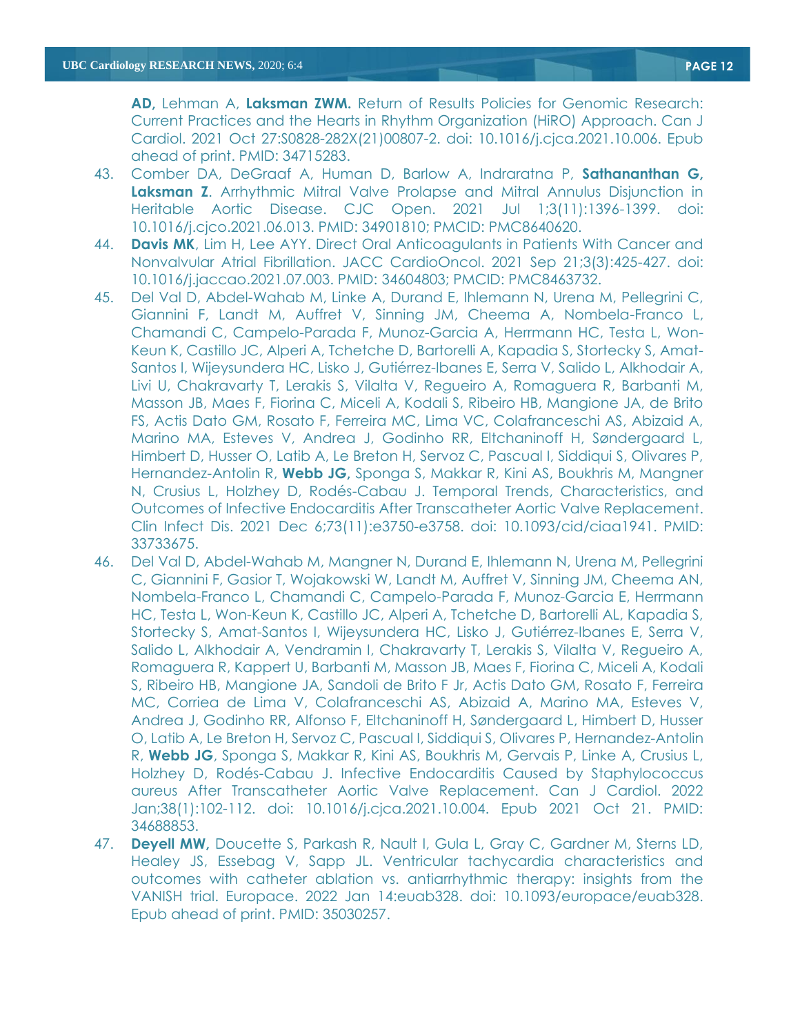**AD,** Lehman A, **Laksman ZWM.** Return of Results Policies for Genomic Research: Current Practices and the Hearts in Rhythm Organization (HiRO) Approach. Can J Cardiol. 2021 Oct 27:S0828-282X(21)00807-2. doi: 10.1016/j.cjca.2021.10.006. Epub ahead of print. PMID: 34715283.

43. Comber DA, DeGraaf A, Human D, Barlow A, Indraratna P, **Sathananthan G, Laksman Z**. Arrhythmic Mitral Valve Prolapse and Mitral Annulus Disjunction in Heritable Aortic Disease. CJC Open. 2021 Jul 1;3(11):1396-1399. doi: 10.1016/j.cjco.2021.06.013. PMID: 34901810; PMCID: PMC8640620.
44. **Davis MK**, Lim H, Lee AYY. Direct Oral Anticoagulants in Patients With Cancer and Nonvalvular Atrial Fibrillation. JACC CardioOncol. 2021 Sep 21;3(3):425-427. doi: 10.1016/j.jaccao.2021.07.003. PMID: 34604803; PMCID: PMC8463732.
45. Del Val D, Abdel-Wahab M, Linke A, Durand E, Ihlemann N, Urena M, Pellegrini C, Giannini F, Landt M, Auffret V, Sinning JM, Cheema A, Nombela-Franco L, Chamandi C, Campelo-Parada F, Munoz-Garcia A, Herrmann HC, Testa L, Won-Keun K, Castillo JC, Alperi A, Tchetche D, Bartorelli A, Kapadia S, Stortecky S, Amat-Santos I, Wijeysundera HC, Lisko J, Gutiérrez-Ibanes E, Serra V, Salido L, Alkhodair A, Livi U, Chakravarty T, Lerakis S, Vilalta V, Regueiro A, Romaguera R, Barbanti M, Masson JB, Maes F, Fiorina C, Miceli A, Kodali S, Ribeiro HB, Mangione JA, de Brito FS, Actis Dato GM, Rosato F, Ferreira MC, Lima VC, Colafranceschi AS, Abizaid A, Marino MA, Esteves V, Andrea J, Godinho RR, Eltchaninoff H, Søndergaard L, Himbert D, Husser O, Latib A, Le Breton H, Servoz C, Pascual I, Siddiqui S, Olivares P, Hernandez-Antolin R, **Webb JG,** Sponga S, Makkar R, Kini AS, Boukhris M, Mangner N, Crusius L, Holzhey D, Rodés-Cabau J. Temporal Trends, Characteristics, and Outcomes of Infective Endocarditis After Transcatheter Aortic Valve Replacement. Clin Infect Dis. 2021 Dec 6;73(11):e3750-e3758. doi: 10.1093/cid/ciaa1941. PMID: 33733675.
46. Del Val D, Abdel-Wahab M, Mangner N, Durand E, Ihlemann N, Urena M, Pellegrini C, Giannini F, Gasior T, Wojakowski W, Landt M, Auffret V, Sinning JM, Cheema AN, Nombela-Franco L, Chamandi C, Campelo-Parada F, Munoz-Garcia E, Herrmann HC, Testa L, Won-Keun K, Castillo JC, Alperi A, Tchetche D, Bartorelli AL, Kapadia S, Stortecky S, Amat-Santos I, Wijeysundera HC, Lisko J, Gutiérrez-Ibanes E, Serra V, Salido L, Alkhodair A, Vendramin I, Chakravarty T, Lerakis S, Vilalta V, Regueiro A, Romaguera R, Kappert U, Barbanti M, Masson JB, Maes F, Fiorina C, Miceli A, Kodali S, Ribeiro HB, Mangione JA, Sandoli de Brito F Jr, Actis Dato GM, Rosato F, Ferreira MC, Corriea de Lima V, Colafranceschi AS, Abizaid A, Marino MA, Esteves V, Andrea J, Godinho RR, Alfonso F, Eltchaninoff H, Søndergaard L, Himbert D, Husser O, Latib A, Le Breton H, Servoz C, Pascual I, Siddiqui S, Olivares P, Hernandez-Antolin R, **Webb JG**, Sponga S, Makkar R, Kini AS, Boukhris M, Gervais P, Linke A, Crusius L, Holzhey D, Rodés-Cabau J. Infective Endocarditis Caused by Staphylococcus aureus After Transcatheter Aortic Valve Replacement. Can J Cardiol. 2022 Jan;38(1):102-112. doi: 10.1016/j.cjca.2021.10.004. Epub 2021 Oct 21. PMID: 34688853.
47. **Deyell MW,** Doucette S, Parkash R, Nault I, Gula L, Gray C, Gardner M, Sterns LD, Healey JS, Essebag V, Sapp JL. Ventricular tachycardia characteristics and outcomes with catheter ablation vs. antiarrhythmic therapy: insights from the VANISH trial. Europace. 2022 Jan 14:euab328. doi: 10.1093/europace/euab328. Epub ahead of print. PMID: 35030257.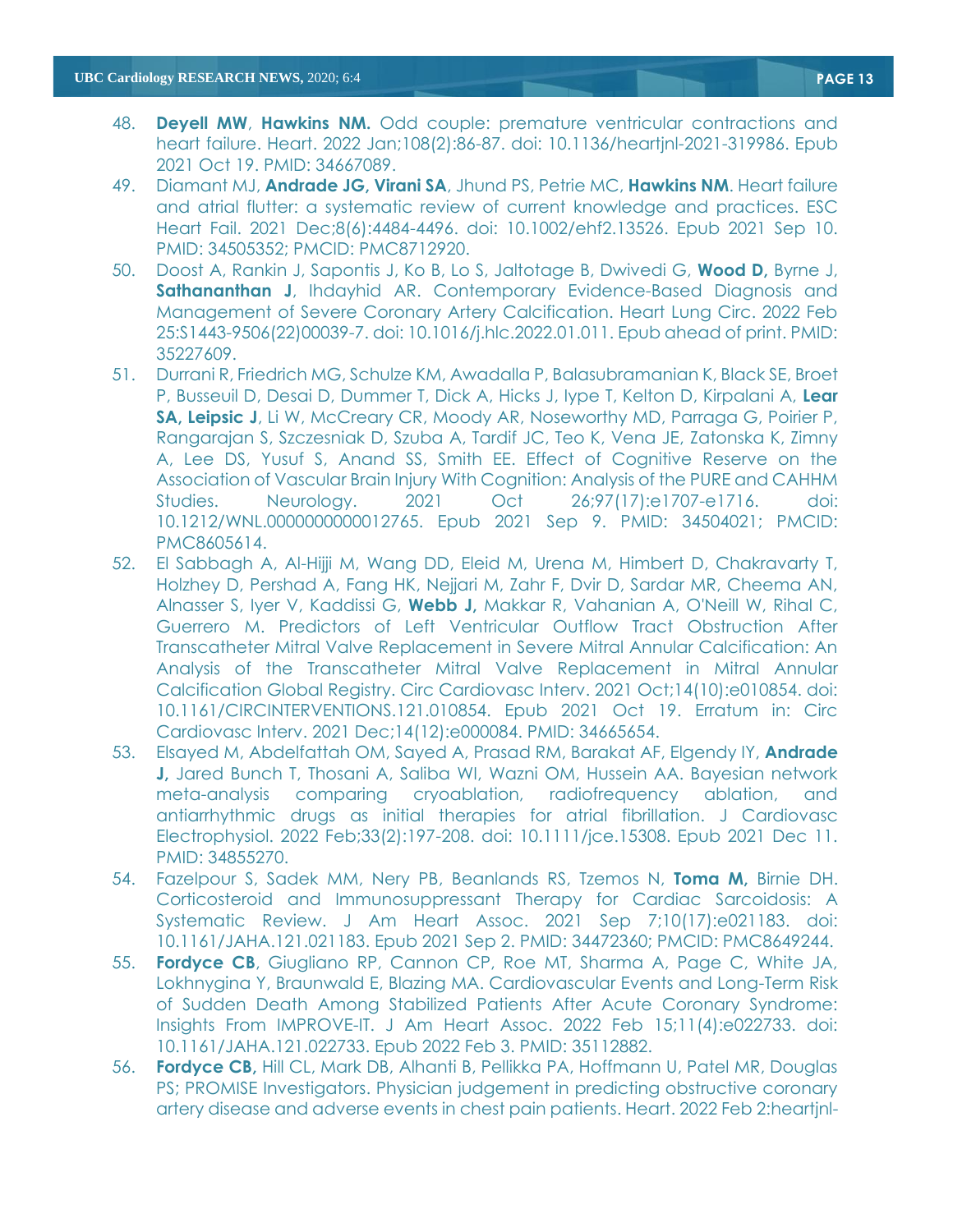48. **Deyell MW**, **Hawkins NM.** Odd couple: premature ventricular contractions and heart failure. Heart. 2022 Jan;108(2):86-87. doi: 10.1136/heartjnl-2021-319986. Epub 2021 Oct 19. PMID: 34667089.
49. Diamant MJ, **Andrade JG, Virani SA**, Jhund PS, Petrie MC, **Hawkins NM**. Heart failure and atrial flutter: a systematic review of current knowledge and practices. ESC Heart Fail. 2021 Dec;8(6):4484-4496. doi: 10.1002/ehf2.13526. Epub 2021 Sep 10. PMID: 34505352; PMCID: PMC8712920.
50. Doost A, Rankin J, Sapontis J, Ko B, Lo S, Jaltotage B, Dwivedi G, **Wood D,** Byrne J, **Sathananthan J**, Ihdayhid AR. Contemporary Evidence-Based Diagnosis and Management of Severe Coronary Artery Calcification. Heart Lung Circ. 2022 Feb 25:S1443-9506(22)00039-7. doi: 10.1016/j.hlc.2022.01.011. Epub ahead of print. PMID: 35227609.
51. Durrani R, Friedrich MG, Schulze KM, Awadalla P, Balasubramanian K, Black SE, Broet P, Busseuil D, Desai D, Dummer T, Dick A, Hicks J, Iype T, Kelton D, Kirpalani A, **Lear SA, Leipsic J**, Li W, McCreary CR, Moody AR, Noseworthy MD, Parraga G, Poirier P, Rangarajan S, Szczesniak D, Szuba A, Tardif JC, Teo K, Vena JE, Zatonska K, Zimny A, Lee DS, Yusuf S, Anand SS, Smith EE. Effect of Cognitive Reserve on the Association of Vascular Brain Injury With Cognition: Analysis of the PURE and CAHHM Studies. Neurology. 2021 Oct 26;97(17):e1707-e1716. doi: 10.1212/WNL.0000000000012765. Epub 2021 Sep 9. PMID: 34504021; PMCID: PMC8605614.
52. El Sabbagh A, Al-Hijji M, Wang DD, Eleid M, Urena M, Himbert D, Chakravarty T, Holzhey D, Pershad A, Fang HK, Nejjari M, Zahr F, Dvir D, Sardar MR, Cheema AN, Alnasser S, Iyer V, Kaddissi G, **Webb J,** Makkar R, Vahanian A, O'Neill W, Rihal C, Guerrero M. Predictors of Left Ventricular Outflow Tract Obstruction After Transcatheter Mitral Valve Replacement in Severe Mitral Annular Calcification: An Analysis of the Transcatheter Mitral Valve Replacement in Mitral Annular Calcification Global Registry. Circ Cardiovasc Interv. 2021 Oct;14(10):e010854. doi: 10.1161/CIRCINTERVENTIONS.121.010854. Epub 2021 Oct 19. Erratum in: Circ Cardiovasc Interv. 2021 Dec;14(12):e000084. PMID: 34665654.
53. Elsayed M, Abdelfattah OM, Sayed A, Prasad RM, Barakat AF, Elgendy IY, **Andrade J,** Jared Bunch T, Thosani A, Saliba WI, Wazni OM, Hussein AA. Bayesian network meta-analysis comparing cryoablation, radiofrequency ablation, and antiarrhythmic drugs as initial therapies for atrial fibrillation. J Cardiovasc Electrophysiol. 2022 Feb;33(2):197-208. doi: 10.1111/jce.15308. Epub 2021 Dec 11. PMID: 34855270.
54. Fazelpour S, Sadek MM, Nery PB, Beanlands RS, Tzemos N, **Toma M,** Birnie DH. Corticosteroid and Immunosuppressant Therapy for Cardiac Sarcoidosis: A Systematic Review. J Am Heart Assoc. 2021 Sep 7;10(17):e021183. doi: 10.1161/JAHA.121.021183. Epub 2021 Sep 2. PMID: 34472360; PMCID: PMC8649244.
55. **Fordyce CB**, Giugliano RP, Cannon CP, Roe MT, Sharma A, Page C, White JA, Lokhnygina Y, Braunwald E, Blazing MA. Cardiovascular Events and Long-Term Risk of Sudden Death Among Stabilized Patients After Acute Coronary Syndrome: Insights From IMPROVE-IT. J Am Heart Assoc. 2022 Feb 15;11(4):e022733. doi: 10.1161/JAHA.121.022733. Epub 2022 Feb 3. PMID: 35112882.
56. **Fordyce CB,** Hill CL, Mark DB, Alhanti B, Pellikka PA, Hoffmann U, Patel MR, Douglas PS; PROMISE Investigators. Physician judgement in predicting obstructive coronary artery disease and adverse events in chest pain patients. Heart. 2022 Feb 2:heartjnl-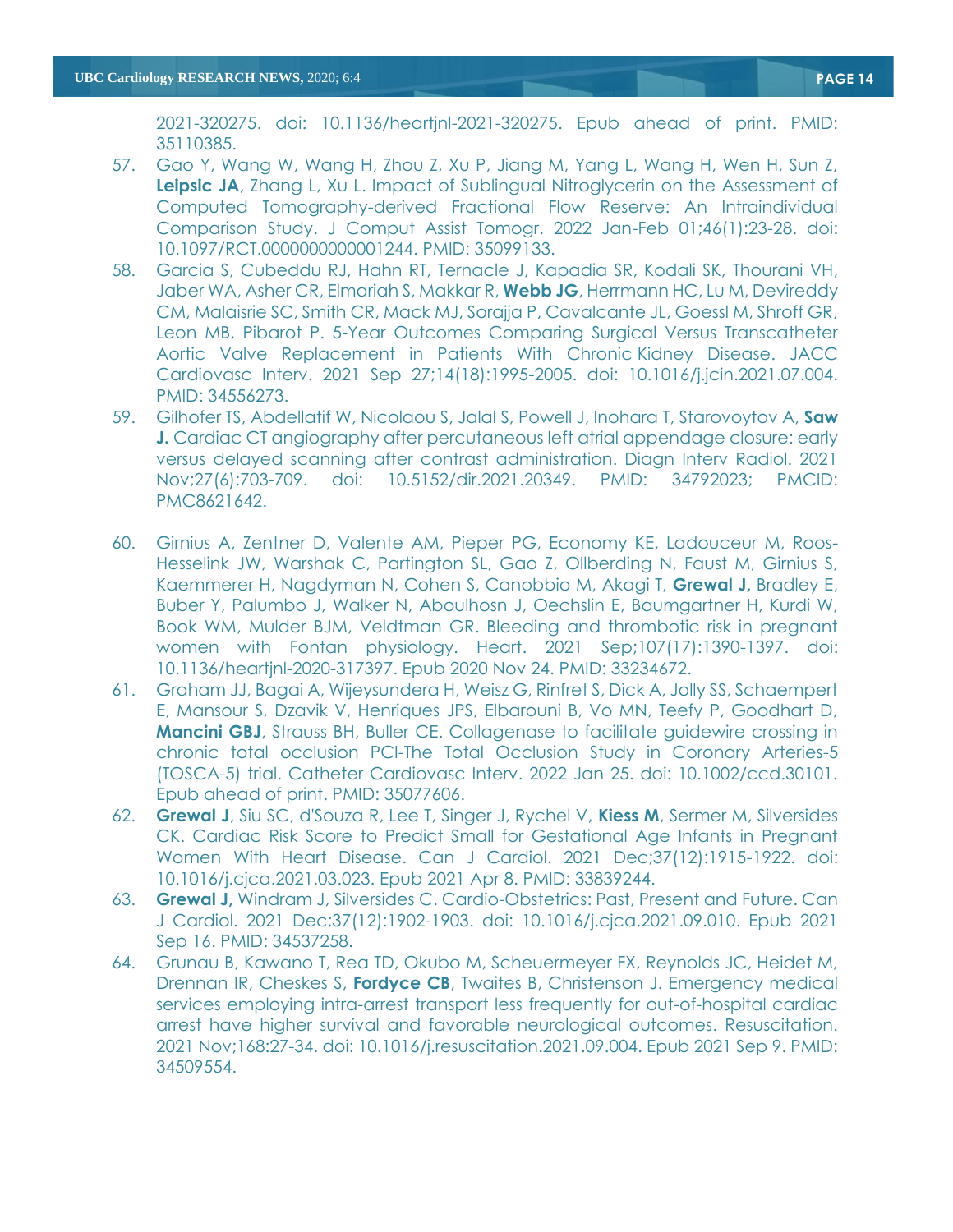2021-320275. doi: 10.1136/heartjnl-2021-320275. Epub ahead of print. PMID: 35110385.

57. Gao Y, Wang W, Wang H, Zhou Z, Xu P, Jiang M, Yang L, Wang H, Wen H, Sun Z, **Leipsic JA**, Zhang L, Xu L. Impact of Sublingual Nitroglycerin on the Assessment of Computed Tomography-derived Fractional Flow Reserve: An Intraindividual Comparison Study. J Comput Assist Tomogr. 2022 Jan-Feb 01;46(1):23-28. doi: 10.1097/RCT.0000000000001244. PMID: 35099133.
58. Garcia S, Cubeddu RJ, Hahn RT, Ternacle J, Kapadia SR, Kodali SK, Thourani VH, Jaber WA, Asher CR, Elmariah S, Makkar R, **Webb JG**, Herrmann HC, Lu M, Devireddy CM, Malaisrie SC, Smith CR, Mack MJ, Sorajja P, Cavalcante JL, Goessl M, Shroff GR, Leon MB, Pibarot P. 5-Year Outcomes Comparing Surgical Versus Transcatheter Aortic Valve Replacement in Patients With Chronic Kidney Disease. JACC Cardiovasc Interv. 2021 Sep 27;14(18):1995-2005. doi: 10.1016/j.jcin.2021.07.004. PMID: 34556273.
59. Gilhofer TS, Abdellatif W, Nicolaou S, Jalal S, Powell J, Inohara T, Starovoytov A, **Saw J.** Cardiac CT angiography after percutaneous left atrial appendage closure: early versus delayed scanning after contrast administration. Diagn Interv Radiol. 2021 Nov;27(6):703-709. doi: 10.5152/dir.2021.20349. PMID: 34792023; PMCID: PMC8621642.
60. Girnius A, Zentner D, Valente AM, Pieper PG, Economy KE, Ladouceur M, Roos-Hesselink JW, Warshak C, Partington SL, Gao Z, Ollberding N, Faust M, Girnius S, Kaemmerer H, Nagdyman N, Cohen S, Canobbio M, Akagi T, **Grewal J,** Bradley E, Buber Y, Palumbo J, Walker N, Aboulhosn J, Oechslin E, Baumgartner H, Kurdi W, Book WM, Mulder BJM, Veldtman GR. Bleeding and thrombotic risk in pregnant women with Fontan physiology. Heart. 2021 Sep;107(17):1390-1397. doi: 10.1136/heartjnl-2020-317397. Epub 2020 Nov 24. PMID: 33234672.
61. Graham JJ, Bagai A, Wijeysundera H, Weisz G, Rinfret S, Dick A, Jolly SS, Schaempert E, Mansour S, Dzavik V, Henriques JPS, Elbarouni B, Vo MN, Teefy P, Goodhart D, **Mancini GBJ**, Strauss BH, Buller CE. Collagenase to facilitate guidewire crossing in chronic total occlusion PCI-The Total Occlusion Study in Coronary Arteries-5 (TOSCA-5) trial. Catheter Cardiovasc Interv. 2022 Jan 25. doi: 10.1002/ccd.30101. Epub ahead of print. PMID: 35077606.
62. **Grewal J**, Siu SC, d'Souza R, Lee T, Singer J, Rychel V, **Kiess M**, Sermer M, Silversides CK. Cardiac Risk Score to Predict Small for Gestational Age Infants in Pregnant Women With Heart Disease. Can J Cardiol. 2021 Dec;37(12):1915-1922. doi: 10.1016/j.cjca.2021.03.023. Epub 2021 Apr 8. PMID: 33839244.
63. **Grewal J,** Windram J, Silversides C. Cardio-Obstetrics: Past, Present and Future. Can J Cardiol. 2021 Dec;37(12):1902-1903. doi: 10.1016/j.cjca.2021.09.010. Epub 2021 Sep 16. PMID: 34537258.
64. Grunau B, Kawano T, Rea TD, Okubo M, Scheuermeyer FX, Reynolds JC, Heidet M, Drennan IR, Cheskes S, **Fordyce CB**, Twaites B, Christenson J. Emergency medical services employing intra-arrest transport less frequently for out-of-hospital cardiac arrest have higher survival and favorable neurological outcomes. Resuscitation. 2021 Nov;168:27-34. doi: 10.1016/j.resuscitation.2021.09.004. Epub 2021 Sep 9. PMID: 34509554.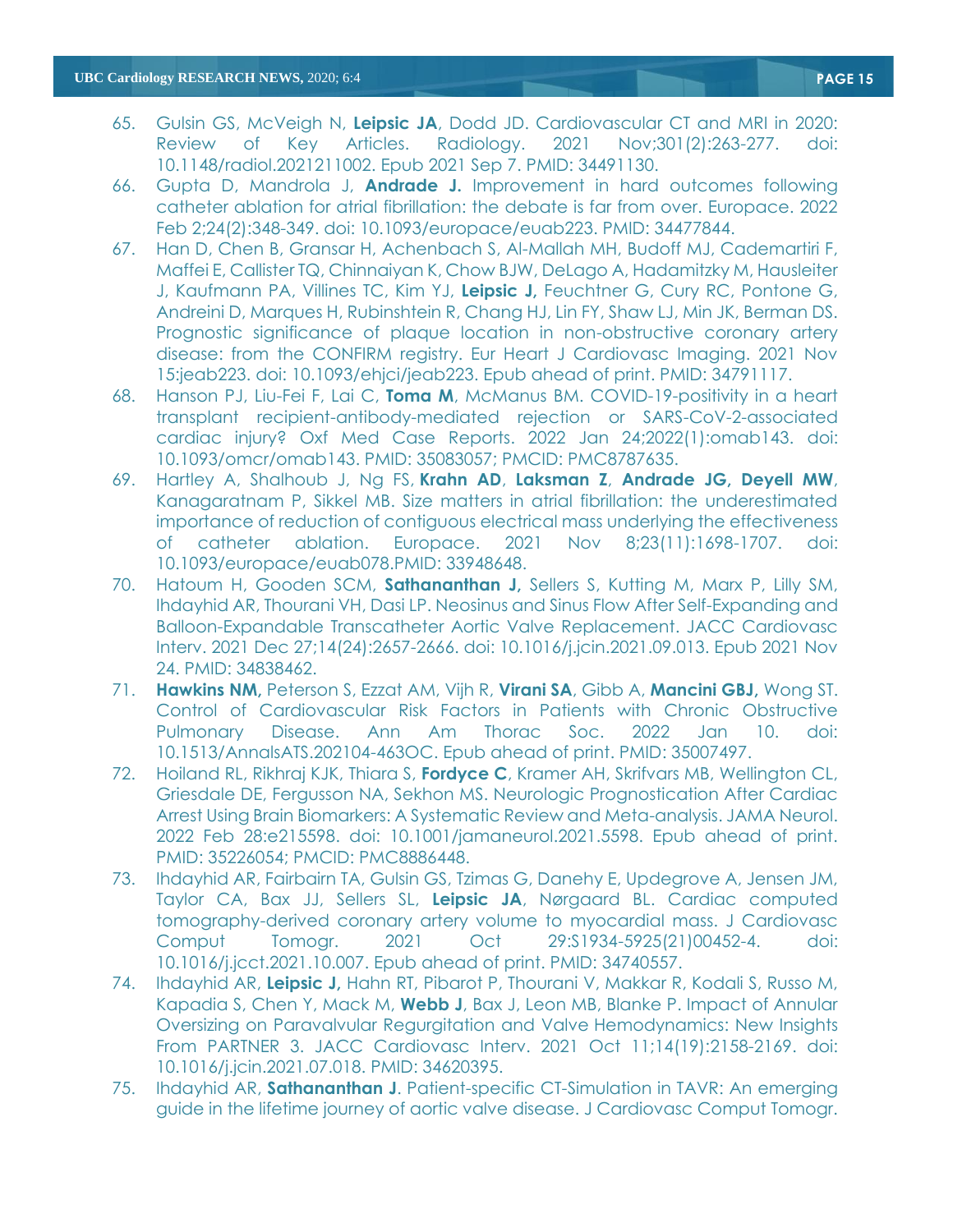65. Gulsin GS, McVeigh N, **Leipsic JA**, Dodd JD. Cardiovascular CT and MRI in 2020: Review of Key Articles. Radiology. 2021 Nov;301(2):263-277. doi: 10.1148/radiol.2021211002. Epub 2021 Sep 7. PMID: 34491130.
66. Gupta D, Mandrola J, **Andrade J.** Improvement in hard outcomes following catheter ablation for atrial fibrillation: the debate is far from over. Europace. 2022 Feb 2;24(2):348-349. doi: 10.1093/europace/euab223. PMID: 34477844.
67. Han D, Chen B, Gransar H, Achenbach S, Al-Mallah MH, Budoff MJ, Cademartiri F, Maffei E, Callister TQ, Chinnaiyan K, Chow BJW, DeLago A, Hadamitzky M, Hausleiter J, Kaufmann PA, Villines TC, Kim YJ, **Leipsic J,** Feuchtner G, Cury RC, Pontone G, Andreini D, Marques H, Rubinshtein R, Chang HJ, Lin FY, Shaw LJ, Min JK, Berman DS. Prognostic significance of plaque location in non-obstructive coronary artery disease: from the CONFIRM registry. Eur Heart J Cardiovasc Imaging. 2021 Nov 15:jeab223. doi: 10.1093/ehjci/jeab223. Epub ahead of print. PMID: 34791117.
68. Hanson PJ, Liu-Fei F, Lai C, **Toma M**, McManus BM. COVID-19-positivity in a heart transplant recipient-antibody-mediated rejection or SARS-CoV-2-associated cardiac injury? Oxf Med Case Reports. 2022 Jan 24;2022(1):omab143. doi: 10.1093/omcr/omab143. PMID: 35083057; PMCID: PMC8787635.
69. Hartley A, Shalhoub J, Ng FS, **Krahn AD**, **Laksman Z**, **Andrade JG, Deyell MW**, Kanagaratnam P, Sikkel MB. Size matters in atrial fibrillation: the underestimated importance of reduction of contiguous electrical mass underlying the effectiveness of catheter ablation. Europace. 2021 Nov 8;23(11):1698-1707. doi: 10.1093/europace/euab078.PMID: 33948648.
70. Hatoum H, Gooden SCM, **Sathananthan J,** Sellers S, Kutting M, Marx P, Lilly SM, Ihdayhid AR, Thourani VH, Dasi LP. Neosinus and Sinus Flow After Self-Expanding and Balloon-Expandable Transcatheter Aortic Valve Replacement. JACC Cardiovasc Interv. 2021 Dec 27;14(24):2657-2666. doi: 10.1016/j.jcin.2021.09.013. Epub 2021 Nov 24. PMID: 34838462.
71. **Hawkins NM,** Peterson S, Ezzat AM, Vijh R, **Virani SA**, Gibb A, **Mancini GBJ,** Wong ST. Control of Cardiovascular Risk Factors in Patients with Chronic Obstructive Pulmonary Disease. Ann Am Thorac Soc. 2022 Jan 10. doi: 10.1513/AnnalsATS.202104-463OC. Epub ahead of print. PMID: 35007497.
72. Hoiland RL, Rikhraj KJK, Thiara S, **Fordyce C**, Kramer AH, Skrifvars MB, Wellington CL, Griesdale DE, Fergusson NA, Sekhon MS. Neurologic Prognostication After Cardiac Arrest Using Brain Biomarkers: A Systematic Review and Meta-analysis. JAMA Neurol. 2022 Feb 28:e215598. doi: 10.1001/jamaneurol.2021.5598. Epub ahead of print. PMID: 35226054; PMCID: PMC8886448.
73. Ihdayhid AR, Fairbairn TA, Gulsin GS, Tzimas G, Danehy E, Updegrove A, Jensen JM, Taylor CA, Bax JJ, Sellers SL, **Leipsic JA**, Nørgaard BL. Cardiac computed tomography-derived coronary artery volume to myocardial mass. J Cardiovasc Comput Tomogr. 2021 Oct 29:S1934-5925(21)00452-4. doi: 10.1016/j.jcct.2021.10.007. Epub ahead of print. PMID: 34740557.
74. Ihdayhid AR, **Leipsic J,** Hahn RT, Pibarot P, Thourani V, Makkar R, Kodali S, Russo M, Kapadia S, Chen Y, Mack M, **Webb J**, Bax J, Leon MB, Blanke P. Impact of Annular Oversizing on Paravalvular Regurgitation and Valve Hemodynamics: New Insights From PARTNER 3. JACC Cardiovasc Interv. 2021 Oct 11;14(19):2158-2169. doi: 10.1016/j.jcin.2021.07.018. PMID: 34620395.
75. Ihdayhid AR, **Sathananthan J**. Patient-specific CT-Simulation in TAVR: An emerging guide in the lifetime journey of aortic valve disease. J Cardiovasc Comput Tomogr.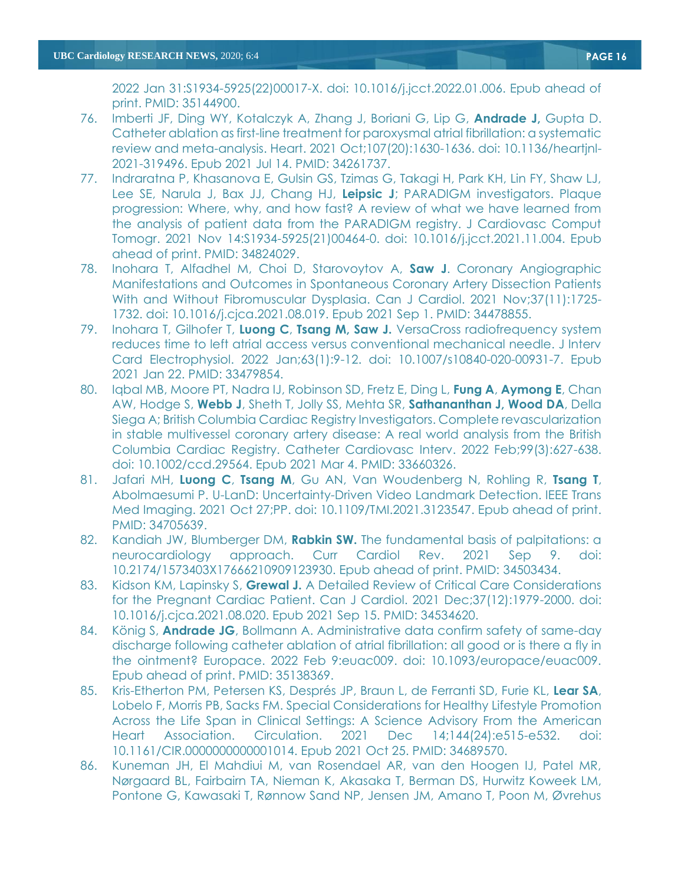2022 Jan 31:S1934-5925(22)00017-X. doi: 10.1016/j.jcct.2022.01.006. Epub ahead of print. PMID: 35144900.

76. Imberti JF, Ding WY, Kotalczyk A, Zhang J, Boriani G, Lip G, **Andrade J,** Gupta D. Catheter ablation as first-line treatment for paroxysmal atrial fibrillation: a systematic review and meta-analysis. Heart. 2021 Oct;107(20):1630-1636. doi: 10.1136/heartjnl-2021-319496. Epub 2021 Jul 14. PMID: 34261737.
77. Indraratna P, Khasanova E, Gulsin GS, Tzimas G, Takagi H, Park KH, Lin FY, Shaw LJ, Lee SE, Narula J, Bax JJ, Chang HJ, **Leipsic J**; PARADIGM investigators. Plaque progression: Where, why, and how fast? A review of what we have learned from the analysis of patient data from the PARADIGM registry. J Cardiovasc Comput Tomogr. 2021 Nov 14:S1934-5925(21)00464-0. doi: 10.1016/j.jcct.2021.11.004. Epub ahead of print. PMID: 34824029.
78. Inohara T, Alfadhel M, Choi D, Starovoytov A, **Saw J**. Coronary Angiographic Manifestations and Outcomes in Spontaneous Coronary Artery Dissection Patients With and Without Fibromuscular Dysplasia. Can J Cardiol. 2021 Nov;37(11):1725-1732. doi: 10.1016/j.cjca.2021.08.019. Epub 2021 Sep 1. PMID: 34478855.
79. Inohara T, Gilhofer T, **Luong C**, **Tsang M, Saw J.** VersaCross radiofrequency system reduces time to left atrial access versus conventional mechanical needle. J Interv Card Electrophysiol. 2022 Jan;63(1):9-12. doi: 10.1007/s10840-020-00931-7. Epub 2021 Jan 22. PMID: 33479854.
80. Iqbal MB, Moore PT, Nadra IJ, Robinson SD, Fretz E, Ding L, **Fung A**, **Aymong E**, Chan AW, Hodge S, **Webb J**, Sheth T, Jolly SS, Mehta SR, **Sathananthan J, Wood DA**, Della Siega A; British Columbia Cardiac Registry Investigators. Complete revascularization in stable multivessel coronary artery disease: A real world analysis from the British Columbia Cardiac Registry. Catheter Cardiovasc Interv. 2022 Feb;99(3):627-638. doi: 10.1002/ccd.29564. Epub 2021 Mar 4. PMID: 33660326.
81. Jafari MH, **Luong C**, **Tsang M**, Gu AN, Van Woudenberg N, Rohling R, **Tsang T**, Abolmaesumi P. U-LanD: Uncertainty-Driven Video Landmark Detection. IEEE Trans Med Imaging. 2021 Oct 27;PP. doi: 10.1109/TMI.2021.3123547. Epub ahead of print. PMID: 34705639.
82. Kandiah JW, Blumberger DM, **Rabkin SW.** The fundamental basis of palpitations: a neurocardiology approach. Curr Cardiol Rev. 2021 Sep 9. doi: 10.2174/1573403X17666210909123930. Epub ahead of print. PMID: 34503434.
83. Kidson KM, Lapinsky S, **Grewal J.** A Detailed Review of Critical Care Considerations for the Pregnant Cardiac Patient. Can J Cardiol. 2021 Dec;37(12):1979-2000. doi: 10.1016/j.cjca.2021.08.020. Epub 2021 Sep 15. PMID: 34534620.
84. König S, **Andrade JG**, Bollmann A. Administrative data confirm safety of same-day discharge following catheter ablation of atrial fibrillation: all good or is there a fly in the ointment? Europace. 2022 Feb 9:euac009. doi: 10.1093/europace/euac009. Epub ahead of print. PMID: 35138369.
85. Kris-Etherton PM, Petersen KS, Després JP, Braun L, de Ferranti SD, Furie KL, **Lear SA**, Lobelo F, Morris PB, Sacks FM. Special Considerations for Healthy Lifestyle Promotion Across the Life Span in Clinical Settings: A Science Advisory From the American Heart Association. Circulation. 2021 Dec 14;144(24):e515-e532. doi: 10.1161/CIR.0000000000001014. Epub 2021 Oct 25. PMID: 34689570.
86. Kuneman JH, El Mahdiui M, van Rosendael AR, van den Hoogen IJ, Patel MR, Nørgaard BL, Fairbairn TA, Nieman K, Akasaka T, Berman DS, Hurwitz Koweek LM, Pontone G, Kawasaki T, Rønnow Sand NP, Jensen JM, Amano T, Poon M, Øvrehus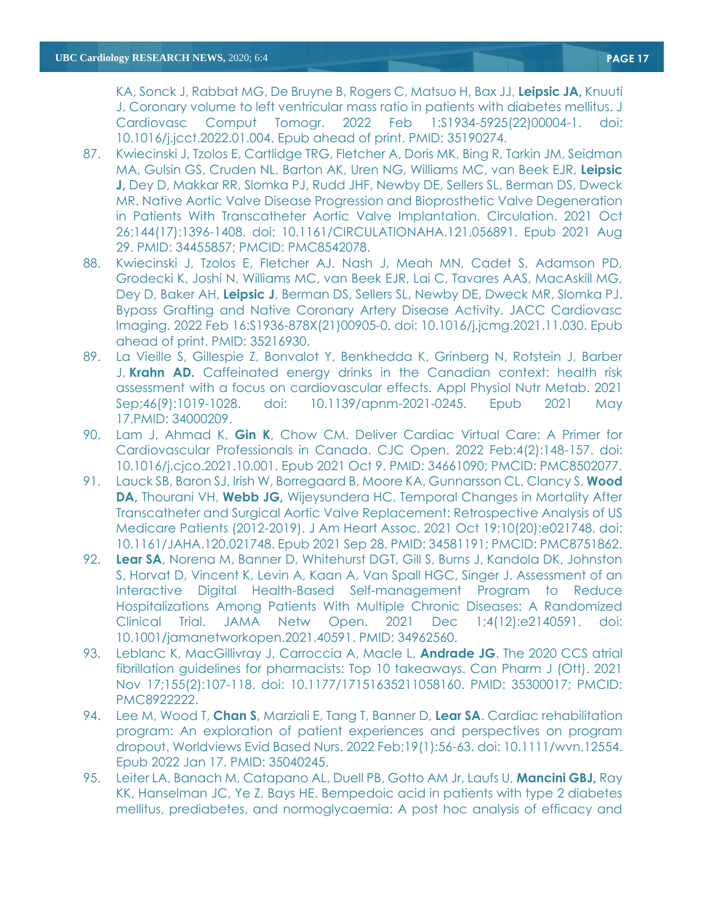KA, Sonck J, Rabbat MG, De Bruyne B, Rogers C, Matsuo H, Bax JJ, **Leipsic JA,** Knuuti J. Coronary volume to left ventricular mass ratio in patients with diabetes mellitus. J Cardiovasc Comput Tomogr. 2022 Feb 1:S1934-5925(22)00004-1. doi: 10.1016/j.jcct.2022.01.004. Epub ahead of print. PMID: 35190274.

87. Kwiecinski J, Tzolos E, Cartlidge TRG, Fletcher A, Doris MK, Bing R, Tarkin JM, Seidman MA, Gulsin GS, Cruden NL, Barton AK, Uren NG, Williams MC, van Beek EJR, **Leipsic J,** Dey D, Makkar RR, Slomka PJ, Rudd JHF, Newby DE, Sellers SL, Berman DS, Dweck MR. Native Aortic Valve Disease Progression and Bioprosthetic Valve Degeneration in Patients With Transcatheter Aortic Valve Implantation. Circulation. 2021 Oct 26;144(17):1396-1408. doi: 10.1161/CIRCULATIONAHA.121.056891. Epub 2021 Aug 29. PMID: 34455857; PMCID: PMC8542078.
88. Kwiecinski J, Tzolos E, Fletcher AJ, Nash J, Meah MN, Cadet S, Adamson PD, Grodecki K, Joshi N, Williams MC, van Beek EJR, Lai C, Tavares AAS, MacAskill MG, Dey D, Baker AH, **Leipsic J**, Berman DS, Sellers SL, Newby DE, Dweck MR, Slomka PJ. Bypass Grafting and Native Coronary Artery Disease Activity. JACC Cardiovasc Imaging. 2022 Feb 16:S1936-878X(21)00905-0. doi: 10.1016/j.jcmg.2021.11.030. Epub ahead of print. PMID: 35216930.
89. La Vieille S, Gillespie Z, Bonvalot Y, Benkhedda K, Grinberg N, Rotstein J, Barber J, **Krahn AD.** Caffeinated energy drinks in the Canadian context: health risk assessment with a focus on cardiovascular effects. Appl Physiol Nutr Metab. 2021 Sep;46(9):1019-1028. doi: 10.1139/apnm-2021-0245. Epub 2021 May 17.PMID: 34000209.
90. Lam J, Ahmad K, **Gin K**, Chow CM. Deliver Cardiac Virtual Care: A Primer for Cardiovascular Professionals in Canada. CJC Open. 2022 Feb;4(2):148-157. doi: 10.1016/j.cjco.2021.10.001. Epub 2021 Oct 9. PMID: 34661090; PMCID: PMC8502077.
91. Lauck SB, Baron SJ, Irish W, Borregaard B, Moore KA, Gunnarsson CL, Clancy S, **Wood DA,** Thourani VH, **Webb JG,** Wijeysundera HC. Temporal Changes in Mortality After Transcatheter and Surgical Aortic Valve Replacement: Retrospective Analysis of US Medicare Patients (2012-2019). J Am Heart Assoc. 2021 Oct 19;10(20):e021748. doi: 10.1161/JAHA.120.021748. Epub 2021 Sep 28. PMID: 34581191; PMCID: PMC8751862.
92. **Lear SA**, Norena M, Banner D, Whitehurst DGT, Gill S, Burns J, Kandola DK, Johnston S, Horvat D, Vincent K, Levin A, Kaan A, Van Spall HGC, Singer J. Assessment of an Interactive Digital Health-Based Self-management Program to Reduce Hospitalizations Among Patients With Multiple Chronic Diseases: A Randomized Clinical Trial. JAMA Netw Open. 2021 Dec 1;4(12):e2140591. doi: 10.1001/jamanetworkopen.2021.40591. PMID: 34962560.
93. Leblanc K, MacGillivray J, Carroccia A, Macle L, **Andrade JG**. The 2020 CCS atrial fibrillation guidelines for pharmacists: Top 10 takeaways. Can Pharm J (Ott). 2021 Nov 17;155(2):107-118. doi: 10.1177/17151635211058160. PMID: 35300017; PMCID: PMC8922222.
94. Lee M, Wood T, **Chan S**, Marziali E, Tang T, Banner D, **Lear SA**. Cardiac rehabilitation program: An exploration of patient experiences and perspectives on program dropout. Worldviews Evid Based Nurs. 2022 Feb;19(1):56-63. doi: 10.1111/wvn.12554. Epub 2022 Jan 17. PMID: 35040245.
95. Leiter LA, Banach M, Catapano AL, Duell PB, Gotto AM Jr, Laufs U, **Mancini GBJ,** Ray KK, Hanselman JC, Ye Z, Bays HE. Bempedoic acid in patients with type 2 diabetes mellitus, prediabetes, and normoglycaemia: A post hoc analysis of efficacy and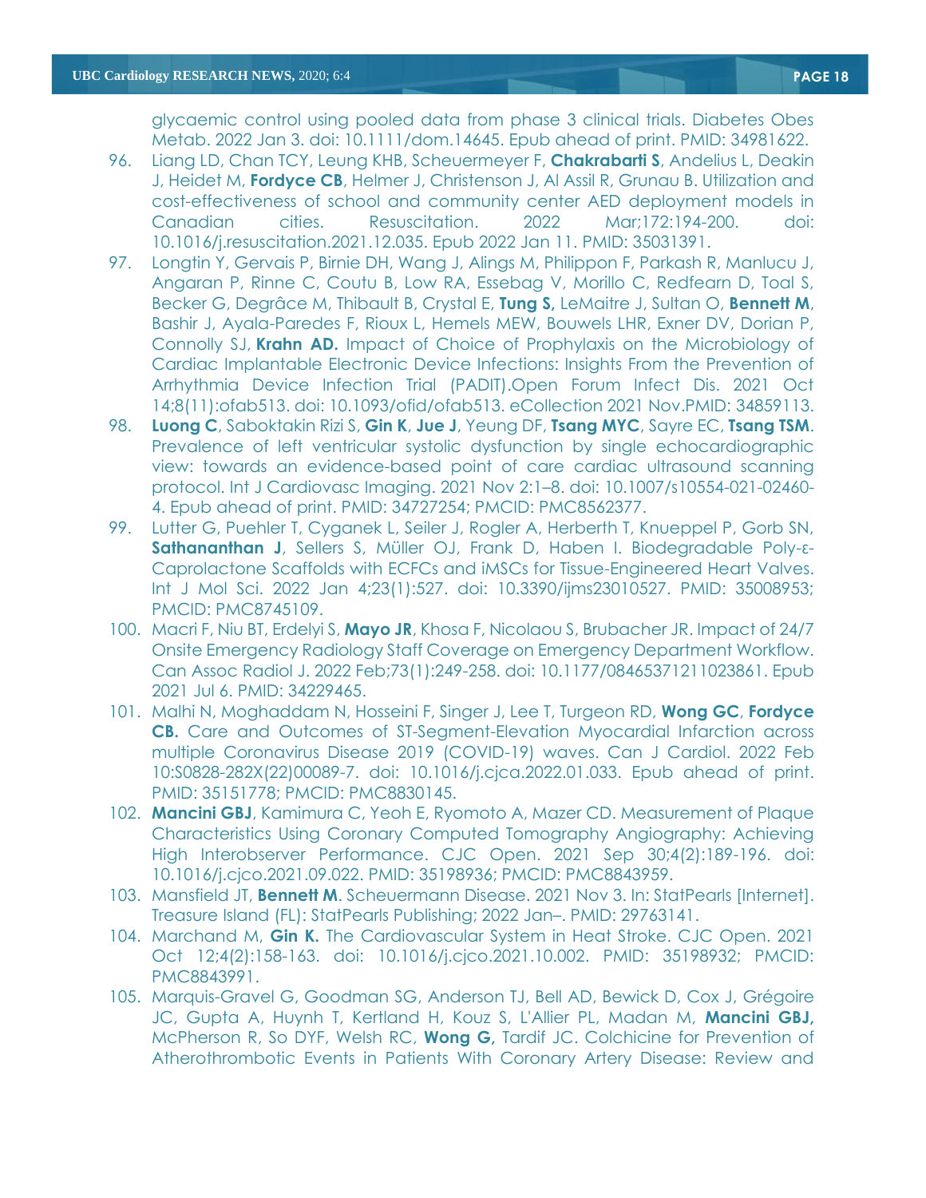glycaemic control using pooled data from phase 3 clinical trials. Diabetes Obes Metab. 2022 Jan 3. doi: 10.1111/dom.14645. Epub ahead of print. PMID: 34981622.

96. Liang LD, Chan TCY, Leung KHB, Scheuermeyer F, **Chakrabarti S**, Andelius L, Deakin J, Heidet M, **Fordyce CB**, Helmer J, Christenson J, Al Assil R, Grunau B. Utilization and cost-effectiveness of school and community center AED deployment models in Canadian cities. Resuscitation. 2022 Mar;172:194-200. doi: 10.1016/j.resuscitation.2021.12.035. Epub 2022 Jan 11. PMID: 35031391.
97. Longtin Y, Gervais P, Birnie DH, Wang J, Alings M, Philippon F, Parkash R, Manlucu J, Angaran P, Rinne C, Coutu B, Low RA, Essebag V, Morillo C, Redfearn D, Toal S, Becker G, Degrâce M, Thibault B, Crystal E, **Tung S,** LeMaitre J, Sultan O, **Bennett M**, Bashir J, Ayala-Paredes F, Rioux L, Hemels MEW, Bouwels LHR, Exner DV, Dorian P, Connolly SJ, **Krahn AD.** Impact of Choice of Prophylaxis on the Microbiology of Cardiac Implantable Electronic Device Infections: Insights From the Prevention of Arrhythmia Device Infection Trial (PADIT).Open Forum Infect Dis. 2021 Oct 14;8(11):ofab513. doi: 10.1093/ofid/ofab513. eCollection 2021 Nov.PMID: 34859113.
98. **Luong C**, Saboktakin Rizi S, **Gin K**, **Jue J**, Yeung DF, **Tsang MYC**, Sayre EC, **Tsang TSM**. Prevalence of left ventricular systolic dysfunction by single echocardiographic view: towards an evidence-based point of care cardiac ultrasound scanning protocol. Int J Cardiovasc Imaging. 2021 Nov 2:1–8. doi: 10.1007/s10554-021-02460-4. Epub ahead of print. PMID: 34727254; PMCID: PMC8562377.
99. Lutter G, Puehler T, Cyganek L, Seiler J, Rogler A, Herberth T, Knueppel P, Gorb SN, **Sathananthan J**, Sellers S, Müller OJ, Frank D, Haben I. Biodegradable Poly-ε-Caprolactone Scaffolds with ECFCs and iMSCs for Tissue-Engineered Heart Valves. Int J Mol Sci. 2022 Jan 4;23(1):527. doi: 10.3390/ijms23010527. PMID: 35008953; PMCID: PMC8745109.
100. Macri F, Niu BT, Erdelyi S, **Mayo JR**, Khosa F, Nicolaou S, Brubacher JR. Impact of 24/7 Onsite Emergency Radiology Staff Coverage on Emergency Department Workflow. Can Assoc Radiol J. 2022 Feb;73(1):249-258. doi: 10.1177/08465371211023861. Epub 2021 Jul 6. PMID: 34229465.
101. Malhi N, Moghaddam N, Hosseini F, Singer J, Lee T, Turgeon RD, **Wong GC**, **Fordyce CB.** Care and Outcomes of ST-Segment-Elevation Myocardial Infarction across multiple Coronavirus Disease 2019 (COVID-19) waves. Can J Cardiol. 2022 Feb 10:S0828-282X(22)00089-7. doi: 10.1016/j.cjca.2022.01.033. Epub ahead of print. PMID: 35151778; PMCID: PMC8830145.
102. **Mancini GBJ**, Kamimura C, Yeoh E, Ryomoto A, Mazer CD. Measurement of Plaque Characteristics Using Coronary Computed Tomography Angiography: Achieving High Interobserver Performance. CJC Open. 2021 Sep 30;4(2):189-196. doi: 10.1016/j.cjco.2021.09.022. PMID: 35198936; PMCID: PMC8843959.
103. Mansfield JT, **Bennett M**. Scheuermann Disease. 2021 Nov 3. In: StatPearls [Internet]. Treasure Island (FL): StatPearls Publishing; 2022 Jan–. PMID: 29763141.
104. Marchand M, **Gin K.** The Cardiovascular System in Heat Stroke. CJC Open. 2021 Oct 12;4(2):158-163. doi: 10.1016/j.cjco.2021.10.002. PMID: 35198932; PMCID: PMC8843991.
105. Marquis-Gravel G, Goodman SG, Anderson TJ, Bell AD, Bewick D, Cox J, Grégoire JC, Gupta A, Huynh T, Kertland H, Kouz S, L'Allier PL, Madan M, **Mancini GBJ,** McPherson R, So DYF, Welsh RC, **Wong G,** Tardif JC. Colchicine for Prevention of Atherothrombotic Events in Patients With Coronary Artery Disease: Review and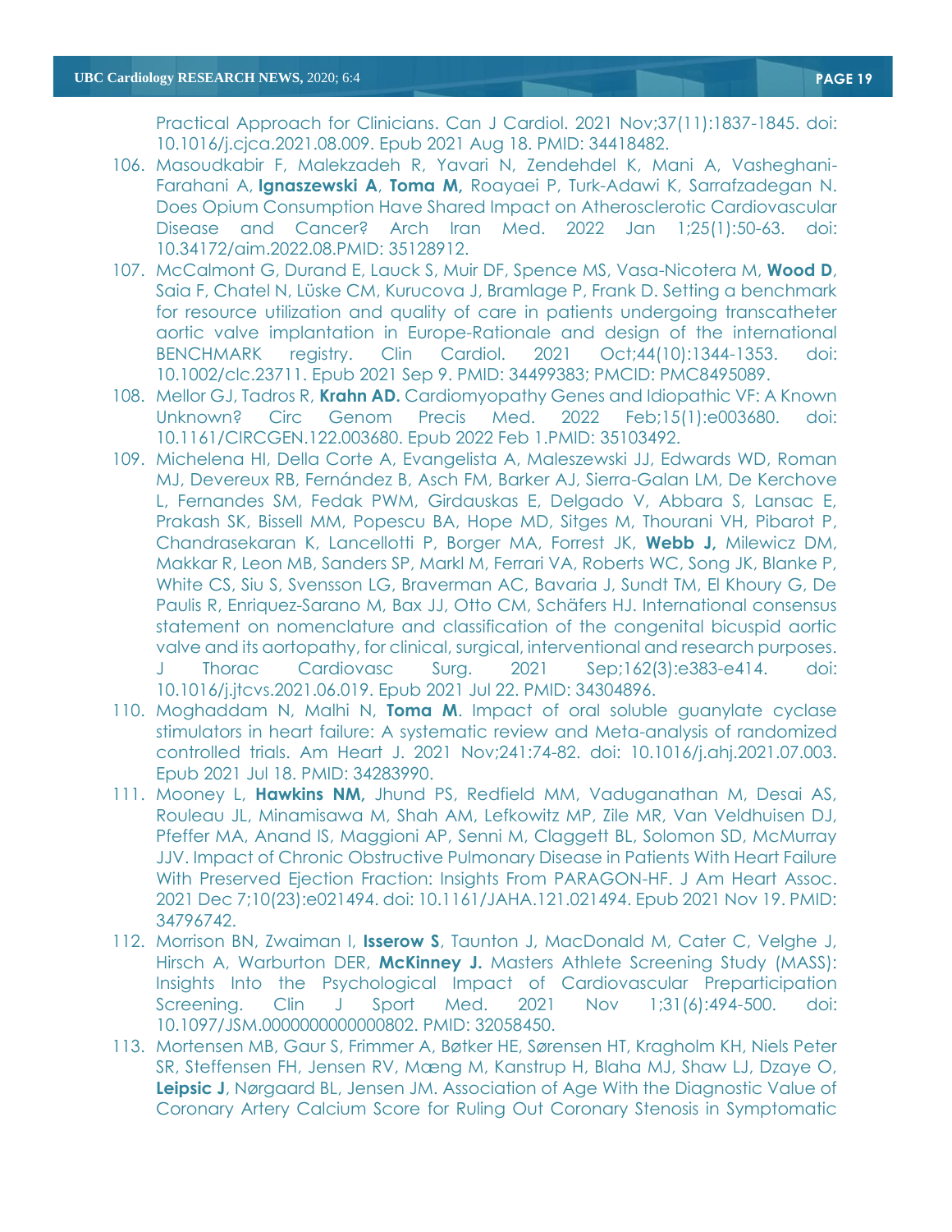Practical Approach for Clinicians. Can J Cardiol. 2021 Nov;37(11):1837-1845. doi: 10.1016/j.cjca.2021.08.009. Epub 2021 Aug 18. PMID: 34418482.

106. Masoudkabir F, Malekzadeh R, Yavari N, Zendehdel K, Mani A, Vasheghani-Farahani A, **Ignaszewski A**, **Toma M,** Roayaei P, Turk-Adawi K, Sarrafzadegan N. Does Opium Consumption Have Shared Impact on Atherosclerotic Cardiovascular Disease and Cancer? Arch Iran Med. 2022 Jan 1;25(1):50-63. doi: 10.34172/aim.2022.08.PMID: 35128912.
107. McCalmont G, Durand E, Lauck S, Muir DF, Spence MS, Vasa-Nicotera M, **Wood D**, Saia F, Chatel N, Lüske CM, Kurucova J, Bramlage P, Frank D. Setting a benchmark for resource utilization and quality of care in patients undergoing transcatheter aortic valve implantation in Europe-Rationale and design of the international BENCHMARK registry. Clin Cardiol. 2021 Oct;44(10):1344-1353. doi: 10.1002/clc.23711. Epub 2021 Sep 9. PMID: 34499383; PMCID: PMC8495089.
108. Mellor GJ, Tadros R, **Krahn AD.** Cardiomyopathy Genes and Idiopathic VF: A Known Unknown? Circ Genom Precis Med. 2022 Feb;15(1):e003680. doi: 10.1161/CIRCGEN.122.003680. Epub 2022 Feb 1.PMID: 35103492.
109. Michelena HI, Della Corte A, Evangelista A, Maleszewski JJ, Edwards WD, Roman MJ, Devereux RB, Fernández B, Asch FM, Barker AJ, Sierra-Galan LM, De Kerchove L, Fernandes SM, Fedak PWM, Girdauskas E, Delgado V, Abbara S, Lansac E, Prakash SK, Bissell MM, Popescu BA, Hope MD, Sitges M, Thourani VH, Pibarot P, Chandrasekaran K, Lancellotti P, Borger MA, Forrest JK, **Webb J,** Milewicz DM, Makkar R, Leon MB, Sanders SP, Markl M, Ferrari VA, Roberts WC, Song JK, Blanke P, White CS, Siu S, Svensson LG, Braverman AC, Bavaria J, Sundt TM, El Khoury G, De Paulis R, Enriquez-Sarano M, Bax JJ, Otto CM, Schäfers HJ. International consensus statement on nomenclature and classification of the congenital bicuspid aortic valve and its aortopathy, for clinical, surgical, interventional and research purposes. J Thorac Cardiovasc Surg. 2021 Sep;162(3):e383-e414. doi: 10.1016/j.jtcvs.2021.06.019. Epub 2021 Jul 22. PMID: 34304896.
110. Moghaddam N, Malhi N, **Toma M**. Impact of oral soluble guanylate cyclase stimulators in heart failure: A systematic review and Meta-analysis of randomized controlled trials. Am Heart J. 2021 Nov;241:74-82. doi: 10.1016/j.ahj.2021.07.003. Epub 2021 Jul 18. PMID: 34283990.
111. Mooney L, **Hawkins NM,** Jhund PS, Redfield MM, Vaduganathan M, Desai AS, Rouleau JL, Minamisawa M, Shah AM, Lefkowitz MP, Zile MR, Van Veldhuisen DJ, Pfeffer MA, Anand IS, Maggioni AP, Senni M, Claggett BL, Solomon SD, McMurray JJV. Impact of Chronic Obstructive Pulmonary Disease in Patients With Heart Failure With Preserved Ejection Fraction: Insights From PARAGON-HF. J Am Heart Assoc. 2021 Dec 7;10(23):e021494. doi: 10.1161/JAHA.121.021494. Epub 2021 Nov 19. PMID: 34796742.
112. Morrison BN, Zwaiman I, **Isserow S**, Taunton J, MacDonald M, Cater C, Velghe J, Hirsch A, Warburton DER, **McKinney J.** Masters Athlete Screening Study (MASS): Insights Into the Psychological Impact of Cardiovascular Preparticipation Screening. Clin J Sport Med. 2021 Nov 1;31(6):494-500. doi: 10.1097/JSM.0000000000000802. PMID: 32058450.
113. Mortensen MB, Gaur S, Frimmer A, Bøtker HE, Sørensen HT, Kragholm KH, Niels Peter SR, Steffensen FH, Jensen RV, Mæng M, Kanstrup H, Blaha MJ, Shaw LJ, Dzaye O, **Leipsic J**, Nørgaard BL, Jensen JM. Association of Age With the Diagnostic Value of Coronary Artery Calcium Score for Ruling Out Coronary Stenosis in Symptomatic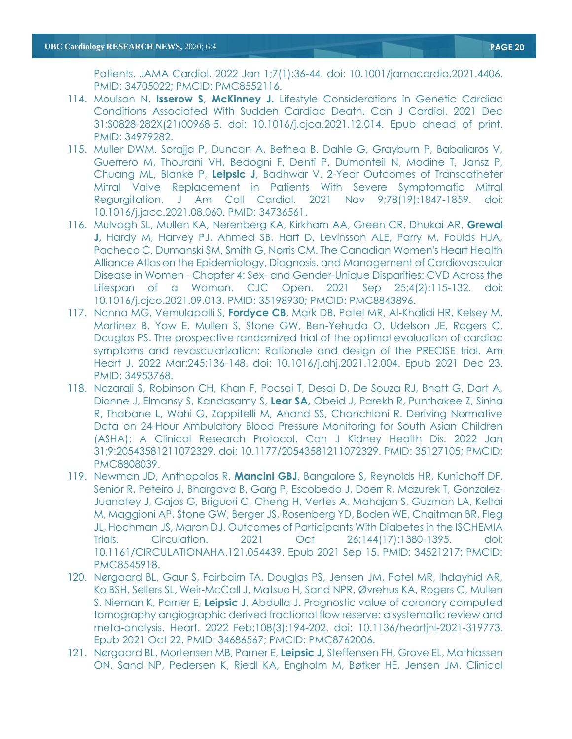Patients. JAMA Cardiol. 2022 Jan 1;7(1):36-44. doi: 10.1001/jamacardio.2021.4406. PMID: 34705022; PMCID: PMC8552116.

114. Moulson N, **Isserow S**, **McKinney J.** Lifestyle Considerations in Genetic Cardiac Conditions Associated With Sudden Cardiac Death. Can J Cardiol. 2021 Dec 31:S0828-282X(21)00968-5. doi: 10.1016/j.cjca.2021.12.014. Epub ahead of print. PMID: 34979282.
115. Muller DWM, Sorajja P, Duncan A, Bethea B, Dahle G, Grayburn P, Babaliaros V, Guerrero M, Thourani VH, Bedogni F, Denti P, Dumonteil N, Modine T, Jansz P, Chuang ML, Blanke P, **Leipsic J**, Badhwar V. 2-Year Outcomes of Transcatheter Mitral Valve Replacement in Patients With Severe Symptomatic Mitral Regurgitation. J Am Coll Cardiol. 2021 Nov 9;78(19):1847-1859. doi: 10.1016/j.jacc.2021.08.060. PMID: 34736561.
116. Mulvagh SL, Mullen KA, Nerenberg KA, Kirkham AA, Green CR, Dhukai AR, **Grewal J,** Hardy M, Harvey PJ, Ahmed SB, Hart D, Levinsson ALE, Parry M, Foulds HJA, Pacheco C, Dumanski SM, Smith G, Norris CM. The Canadian Women's Heart Health Alliance Atlas on the Epidemiology, Diagnosis, and Management of Cardiovascular Disease in Women - Chapter 4: Sex- and Gender-Unique Disparities: CVD Across the Lifespan of a Woman. CJC Open. 2021 Sep 25;4(2):115-132. doi: 10.1016/j.cjco.2021.09.013. PMID: 35198930; PMCID: PMC8843896.
117. Nanna MG, Vemulapalli S, **Fordyce CB**, Mark DB, Patel MR, Al-Khalidi HR, Kelsey M, Martinez B, Yow E, Mullen S, Stone GW, Ben-Yehuda O, Udelson JE, Rogers C, Douglas PS. The prospective randomized trial of the optimal evaluation of cardiac symptoms and revascularization: Rationale and design of the PRECISE trial. Am Heart J. 2022 Mar;245:136-148. doi: 10.1016/j.ahj.2021.12.004. Epub 2021 Dec 23. PMID: 34953768.
118. Nazarali S, Robinson CH, Khan F, Pocsai T, Desai D, De Souza RJ, Bhatt G, Dart A, Dionne J, Elmansy S, Kandasamy S, **Lear SA,** Obeid J, Parekh R, Punthakee Z, Sinha R, Thabane L, Wahi G, Zappitelli M, Anand SS, Chanchlani R. Deriving Normative Data on 24-Hour Ambulatory Blood Pressure Monitoring for South Asian Children (ASHA): A Clinical Research Protocol. Can J Kidney Health Dis. 2022 Jan 31;9:20543581211072329. doi: 10.1177/20543581211072329. PMID: 35127105; PMCID: PMC8808039.
119. Newman JD, Anthopolos R, **Mancini GBJ**, Bangalore S, Reynolds HR, Kunichoff DF, Senior R, Peteiro J, Bhargava B, Garg P, Escobedo J, Doerr R, Mazurek T, Gonzalez-Juanatey J, Gajos G, Briguori C, Cheng H, Vertes A, Mahajan S, Guzman LA, Keltai M, Maggioni AP, Stone GW, Berger JS, Rosenberg YD, Boden WE, Chaitman BR, Fleg JL, Hochman JS, Maron DJ. Outcomes of Participants With Diabetes in the ISCHEMIA Trials. Circulation. 2021 Oct 26;144(17):1380-1395. doi: 10.1161/CIRCULATIONAHA.121.054439. Epub 2021 Sep 15. PMID: 34521217; PMCID: PMC8545918.
120. Nørgaard BL, Gaur S, Fairbairn TA, Douglas PS, Jensen JM, Patel MR, Ihdayhid AR, Ko BSH, Sellers SL, Weir-McCall J, Matsuo H, Sand NPR, Øvrehus KA, Rogers C, Mullen S, Nieman K, Parner E, **Leipsic J**, Abdulla J. Prognostic value of coronary computed tomography angiographic derived fractional flow reserve: a systematic review and meta-analysis. Heart. 2022 Feb;108(3):194-202. doi: 10.1136/heartjnl-2021-319773. Epub 2021 Oct 22. PMID: 34686567; PMCID: PMC8762006.
121. Nørgaard BL, Mortensen MB, Parner E, **Leipsic J,** Steffensen FH, Grove EL, Mathiassen ON, Sand NP, Pedersen K, Riedl KA, Engholm M, Bøtker HE, Jensen JM. Clinical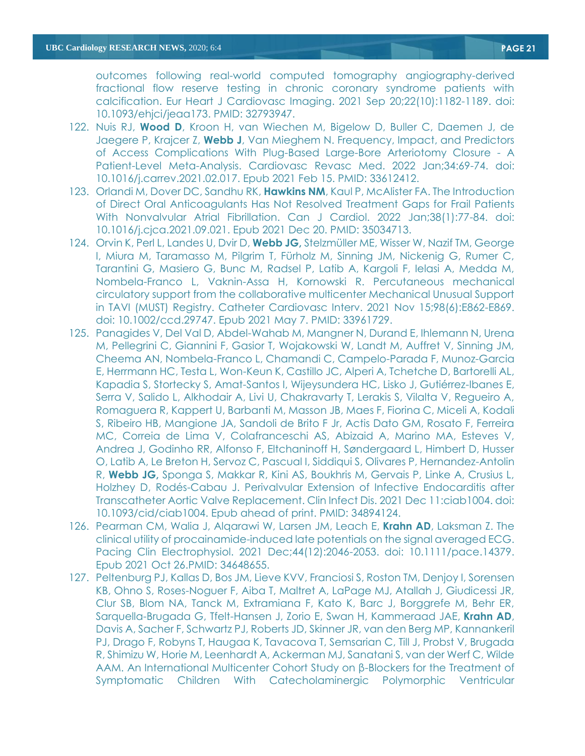outcomes following real-world computed tomography angiography-derived fractional flow reserve testing in chronic coronary syndrome patients with calcification. Eur Heart J Cardiovasc Imaging. 2021 Sep 20;22(10):1182-1189. doi: 10.1093/ehjci/jeaa173. PMID: 32793947.

122. Nuis RJ, **Wood D**, Kroon H, van Wiechen M, Bigelow D, Buller C, Daemen J, de Jaegere P, Krajcer Z, **Webb J**, Van Mieghem N. Frequency, Impact, and Predictors of Access Complications With Plug-Based Large-Bore Arteriotomy Closure - A Patient-Level Meta-Analysis. Cardiovasc Revasc Med. 2022 Jan;34:69-74. doi: 10.1016/j.carrev.2021.02.017. Epub 2021 Feb 15. PMID: 33612412.
123. Orlandi M, Dover DC, Sandhu RK, **Hawkins NM**, Kaul P, McAlister FA. The Introduction of Direct Oral Anticoagulants Has Not Resolved Treatment Gaps for Frail Patients With Nonvalvular Atrial Fibrillation. Can J Cardiol. 2022 Jan;38(1):77-84. doi: 10.1016/j.cjca.2021.09.021. Epub 2021 Dec 20. PMID: 35034713.
124. Orvin K, Perl L, Landes U, Dvir D, **Webb JG,** Stelzmüller ME, Wisser W, Nazif TM, George I, Miura M, Taramasso M, Pilgrim T, Fürholz M, Sinning JM, Nickenig G, Rumer C, Tarantini G, Masiero G, Bunc M, Radsel P, Latib A, Kargoli F, Ielasi A, Medda M, Nombela-Franco L, Vaknin-Assa H, Kornowski R. Percutaneous mechanical circulatory support from the collaborative multicenter Mechanical Unusual Support in TAVI (MUST) Registry. Catheter Cardiovasc Interv. 2021 Nov 15;98(6):E862-E869. doi: 10.1002/ccd.29747. Epub 2021 May 7. PMID: 33961729.
125. Panagides V, Del Val D, Abdel-Wahab M, Mangner N, Durand E, Ihlemann N, Urena M, Pellegrini C, Giannini F, Gasior T, Wojakowski W, Landt M, Auffret V, Sinning JM, Cheema AN, Nombela-Franco L, Chamandi C, Campelo-Parada F, Munoz-Garcia E, Herrmann HC, Testa L, Won-Keun K, Castillo JC, Alperi A, Tchetche D, Bartorelli AL, Kapadia S, Stortecky S, Amat-Santos I, Wijeysundera HC, Lisko J, Gutiérrez-Ibanes E, Serra V, Salido L, Alkhodair A, Livi U, Chakravarty T, Lerakis S, Vilalta V, Regueiro A, Romaguera R, Kappert U, Barbanti M, Masson JB, Maes F, Fiorina C, Miceli A, Kodali S, Ribeiro HB, Mangione JA, Sandoli de Brito F Jr, Actis Dato GM, Rosato F, Ferreira MC, Correia de Lima V, Colafranceschi AS, Abizaid A, Marino MA, Esteves V, Andrea J, Godinho RR, Alfonso F, Eltchaninoff H, Søndergaard L, Himbert D, Husser O, Latib A, Le Breton H, Servoz C, Pascual I, Siddiqui S, Olivares P, Hernandez-Antolin R, **Webb JG,** Sponga S, Makkar R, Kini AS, Boukhris M, Gervais P, Linke A, Crusius L, Holzhey D, Rodés-Cabau J. Perivalvular Extension of Infective Endocarditis after Transcatheter Aortic Valve Replacement. Clin Infect Dis. 2021 Dec 11:ciab1004. doi: 10.1093/cid/ciab1004. Epub ahead of print. PMID: 34894124.
126. Pearman CM, Walia J, Alqarawi W, Larsen JM, Leach E, **Krahn AD**, Laksman Z. The clinical utility of procainamide-induced late potentials on the signal averaged ECG. Pacing Clin Electrophysiol. 2021 Dec;44(12):2046-2053. doi: 10.1111/pace.14379. Epub 2021 Oct 26.PMID: 34648655.
127. Peltenburg PJ, Kallas D, Bos JM, Lieve KVV, Franciosi S, Roston TM, Denjoy I, Sorensen KB, Ohno S, Roses-Noguer F, Aiba T, Maltret A, LaPage MJ, Atallah J, Giudicessi JR, Clur SB, Blom NA, Tanck M, Extramiana F, Kato K, Barc J, Borggrefe M, Behr ER, Sarquella-Brugada G, Tfelt-Hansen J, Zorio E, Swan H, Kammeraad JAE, **Krahn AD**, Davis A, Sacher F, Schwartz PJ, Roberts JD, Skinner JR, van den Berg MP, Kannankeril PJ, Drago F, Robyns T, Haugaa K, Tavacova T, Semsarian C, Till J, Probst V, Brugada R, Shimizu W, Horie M, Leenhardt A, Ackerman MJ, Sanatani S, van der Werf C, Wilde AAM. An International Multicenter Cohort Study on β-Blockers for the Treatment of Symptomatic Children With Catecholaminergic Polymorphic Ventricular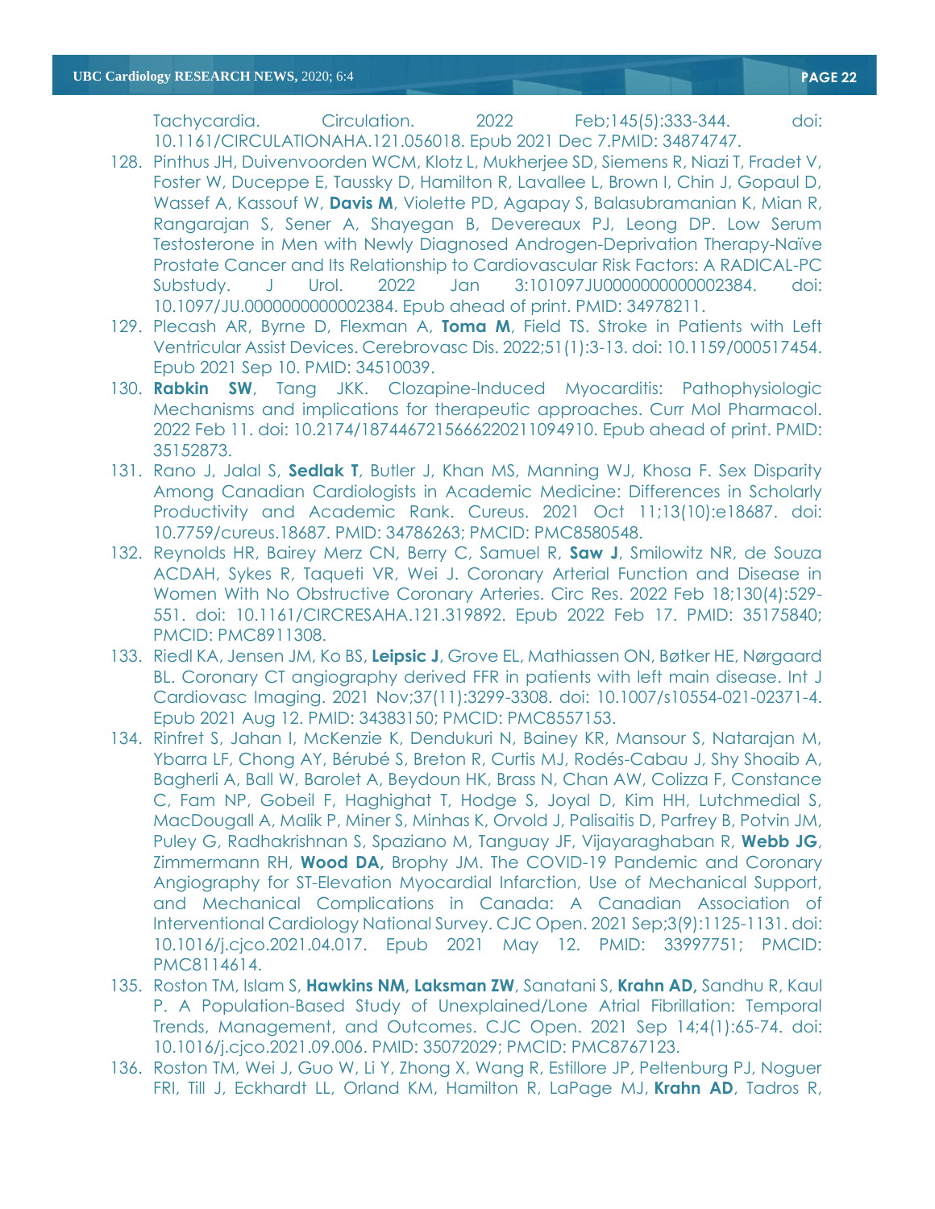Tachycardia. Circulation. 2022 Feb;145(5):333-344. doi: 10.1161/CIRCULATIONAHA.121.056018. Epub 2021 Dec 7.PMID: 34874747.

128. Pinthus JH, Duivenvoorden WCM, Klotz L, Mukherjee SD, Siemens R, Niazi T, Fradet V, Foster W, Duceppe E, Taussky D, Hamilton R, Lavallee L, Brown I, Chin J, Gopaul D, Wassef A, Kassouf W, **Davis M**, Violette PD, Agapay S, Balasubramanian K, Mian R, Rangarajan S, Sener A, Shayegan B, Devereaux PJ, Leong DP. Low Serum Testosterone in Men with Newly Diagnosed Androgen-Deprivation Therapy-Naïve Prostate Cancer and Its Relationship to Cardiovascular Risk Factors: A RADICAL-PC Substudy. J Urol. 2022 Jan 3:101097JU0000000000002384. doi: 10.1097/JU.0000000000002384. Epub ahead of print. PMID: 34978211.
129. Plecash AR, Byrne D, Flexman A, **Toma M**, Field TS. Stroke in Patients with Left Ventricular Assist Devices. Cerebrovasc Dis. 2022;51(1):3-13. doi: 10.1159/000517454. Epub 2021 Sep 10. PMID: 34510039.
130. **Rabkin SW**, Tang JKK. Clozapine-Induced Myocarditis: Pathophysiologic Mechanisms and implications for therapeutic approaches. Curr Mol Pharmacol. 2022 Feb 11. doi: 10.2174/1874467215666220211094910. Epub ahead of print. PMID: 35152873.
131. Rano J, Jalal S, **Sedlak T**, Butler J, Khan MS, Manning WJ, Khosa F. Sex Disparity Among Canadian Cardiologists in Academic Medicine: Differences in Scholarly Productivity and Academic Rank. Cureus. 2021 Oct 11;13(10):e18687. doi: 10.7759/cureus.18687. PMID: 34786263; PMCID: PMC8580548.
132. Reynolds HR, Bairey Merz CN, Berry C, Samuel R, **Saw J**, Smilowitz NR, de Souza ACDAH, Sykes R, Taqueti VR, Wei J. Coronary Arterial Function and Disease in Women With No Obstructive Coronary Arteries. Circ Res. 2022 Feb 18;130(4):529-551. doi: 10.1161/CIRCRESAHA.121.319892. Epub 2022 Feb 17. PMID: 35175840; PMCID: PMC8911308.
133. Riedl KA, Jensen JM, Ko BS, **Leipsic J**, Grove EL, Mathiassen ON, Bøtker HE, Nørgaard BL. Coronary CT angiography derived FFR in patients with left main disease. Int J Cardiovasc Imaging. 2021 Nov;37(11):3299-3308. doi: 10.1007/s10554-021-02371-4. Epub 2021 Aug 12. PMID: 34383150; PMCID: PMC8557153.
134. Rinfret S, Jahan I, McKenzie K, Dendukuri N, Bainey KR, Mansour S, Natarajan M, Ybarra LF, Chong AY, Bérubé S, Breton R, Curtis MJ, Rodés-Cabau J, Shy Shoaib A, Bagherli A, Ball W, Barolet A, Beydoun HK, Brass N, Chan AW, Colizza F, Constance C, Fam NP, Gobeil F, Haghighat T, Hodge S, Joyal D, Kim HH, Lutchmedial S, MacDougall A, Malik P, Miner S, Minhas K, Orvold J, Palisaitis D, Parfrey B, Potvin JM, Puley G, Radhakrishnan S, Spaziano M, Tanguay JF, Vijayaraghaban R, **Webb JG**, Zimmermann RH, **Wood DA,** Brophy JM. The COVID-19 Pandemic and Coronary Angiography for ST-Elevation Myocardial Infarction, Use of Mechanical Support, and Mechanical Complications in Canada: A Canadian Association of Interventional Cardiology National Survey. CJC Open. 2021 Sep;3(9):1125-1131. doi: 10.1016/j.cjco.2021.04.017. Epub 2021 May 12. PMID: 33997751; PMCID: PMC8114614.
135. Roston TM, Islam S, **Hawkins NM, Laksman ZW**, Sanatani S, **Krahn AD,** Sandhu R, Kaul P. A Population-Based Study of Unexplained/Lone Atrial Fibrillation: Temporal Trends, Management, and Outcomes. CJC Open. 2021 Sep 14;4(1):65-74. doi: 10.1016/j.cjco.2021.09.006. PMID: 35072029; PMCID: PMC8767123.
136. Roston TM, Wei J, Guo W, Li Y, Zhong X, Wang R, Estillore JP, Peltenburg PJ, Noguer FRI, Till J, Eckhardt LL, Orland KM, Hamilton R, LaPage MJ, **Krahn AD**, Tadros R,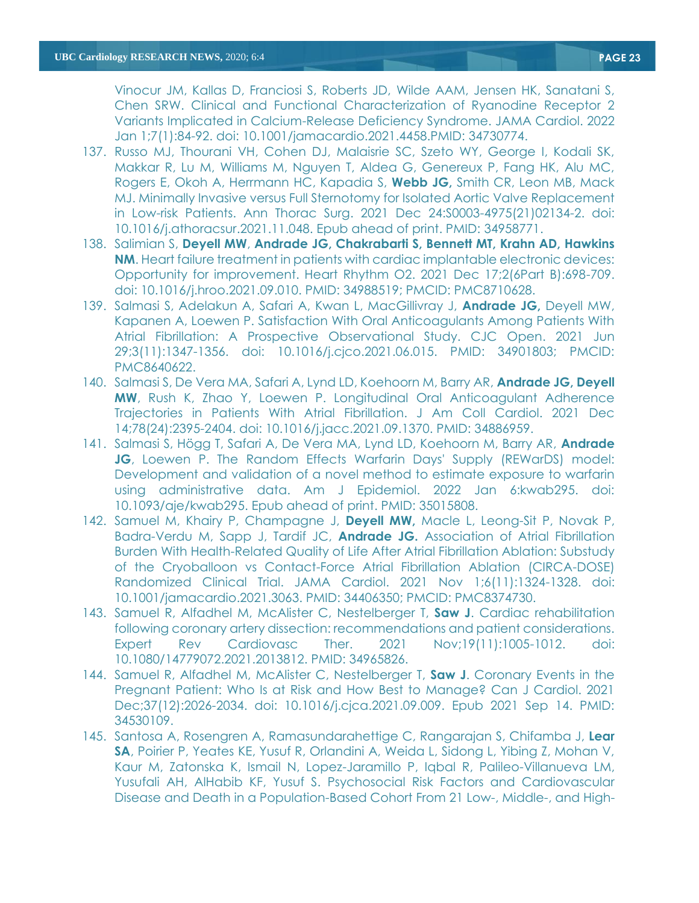Vinocur JM, Kallas D, Franciosi S, Roberts JD, Wilde AAM, Jensen HK, Sanatani S, Chen SRW. Clinical and Functional Characterization of Ryanodine Receptor 2 Variants Implicated in Calcium-Release Deficiency Syndrome. JAMA Cardiol. 2022 Jan 1;7(1):84-92. doi: 10.1001/jamacardio.2021.4458.PMID: 34730774.

137. Russo MJ, Thourani VH, Cohen DJ, Malaisrie SC, Szeto WY, George I, Kodali SK, Makkar R, Lu M, Williams M, Nguyen T, Aldea G, Genereux P, Fang HK, Alu MC, Rogers E, Okoh A, Herrmann HC, Kapadia S, **Webb JG,** Smith CR, Leon MB, Mack MJ. Minimally Invasive versus Full Sternotomy for Isolated Aortic Valve Replacement in Low-risk Patients. Ann Thorac Surg. 2021 Dec 24:S0003-4975(21)02134-2. doi: 10.1016/j.athoracsur.2021.11.048. Epub ahead of print. PMID: 34958771.
138. Salimian S, **Deyell MW**, **Andrade JG, Chakrabarti S, Bennett MT, Krahn AD, Hawkins NM**. Heart failure treatment in patients with cardiac implantable electronic devices: Opportunity for improvement. Heart Rhythm O2. 2021 Dec 17;2(6Part B):698-709. doi: 10.1016/j.hroo.2021.09.010. PMID: 34988519; PMCID: PMC8710628.
139. Salmasi S, Adelakun A, Safari A, Kwan L, MacGillivray J, **Andrade JG,** Deyell MW, Kapanen A, Loewen P. Satisfaction With Oral Anticoagulants Among Patients With Atrial Fibrillation: A Prospective Observational Study. CJC Open. 2021 Jun 29;3(11):1347-1356. doi: 10.1016/j.cjco.2021.06.015. PMID: 34901803; PMCID: PMC8640622.
140. Salmasi S, De Vera MA, Safari A, Lynd LD, Koehoorn M, Barry AR, **Andrade JG, Deyell MW**, Rush K, Zhao Y, Loewen P. Longitudinal Oral Anticoagulant Adherence Trajectories in Patients With Atrial Fibrillation. J Am Coll Cardiol. 2021 Dec 14;78(24):2395-2404. doi: 10.1016/j.jacc.2021.09.1370. PMID: 34886959.
141. Salmasi S, Högg T, Safari A, De Vera MA, Lynd LD, Koehoorn M, Barry AR, **Andrade JG**, Loewen P. The Random Effects Warfarin Days' Supply (REWarDS) model: Development and validation of a novel method to estimate exposure to warfarin using administrative data. Am J Epidemiol. 2022 Jan 6:kwab295. doi: 10.1093/aje/kwab295. Epub ahead of print. PMID: 35015808.
142. Samuel M, Khairy P, Champagne J, **Deyell MW,** Macle L, Leong-Sit P, Novak P, Badra-Verdu M, Sapp J, Tardif JC, **Andrade JG.** Association of Atrial Fibrillation Burden With Health-Related Quality of Life After Atrial Fibrillation Ablation: Substudy of the Cryoballoon vs Contact-Force Atrial Fibrillation Ablation (CIRCA-DOSE) Randomized Clinical Trial. JAMA Cardiol. 2021 Nov 1;6(11):1324-1328. doi: 10.1001/jamacardio.2021.3063. PMID: 34406350; PMCID: PMC8374730.
143. Samuel R, Alfadhel M, McAlister C, Nestelberger T, **Saw J**. Cardiac rehabilitation following coronary artery dissection: recommendations and patient considerations. Expert Rev Cardiovasc Ther. 2021 Nov;19(11):1005-1012. doi: 10.1080/14779072.2021.2013812. PMID: 34965826.
144. Samuel R, Alfadhel M, McAlister C, Nestelberger T, **Saw J**. Coronary Events in the Pregnant Patient: Who Is at Risk and How Best to Manage? Can J Cardiol. 2021 Dec;37(12):2026-2034. doi: 10.1016/j.cjca.2021.09.009. Epub 2021 Sep 14. PMID: 34530109.
145. Santosa A, Rosengren A, Ramasundarahettige C, Rangarajan S, Chifamba J, **Lear SA**, Poirier P, Yeates KE, Yusuf R, Orlandini A, Weida L, Sidong L, Yibing Z, Mohan V, Kaur M, Zatonska K, Ismail N, Lopez-Jaramillo P, Iqbal R, Palileo-Villanueva LM, Yusufali AH, AlHabib KF, Yusuf S. Psychosocial Risk Factors and Cardiovascular Disease and Death in a Population-Based Cohort From 21 Low-, Middle-, and High-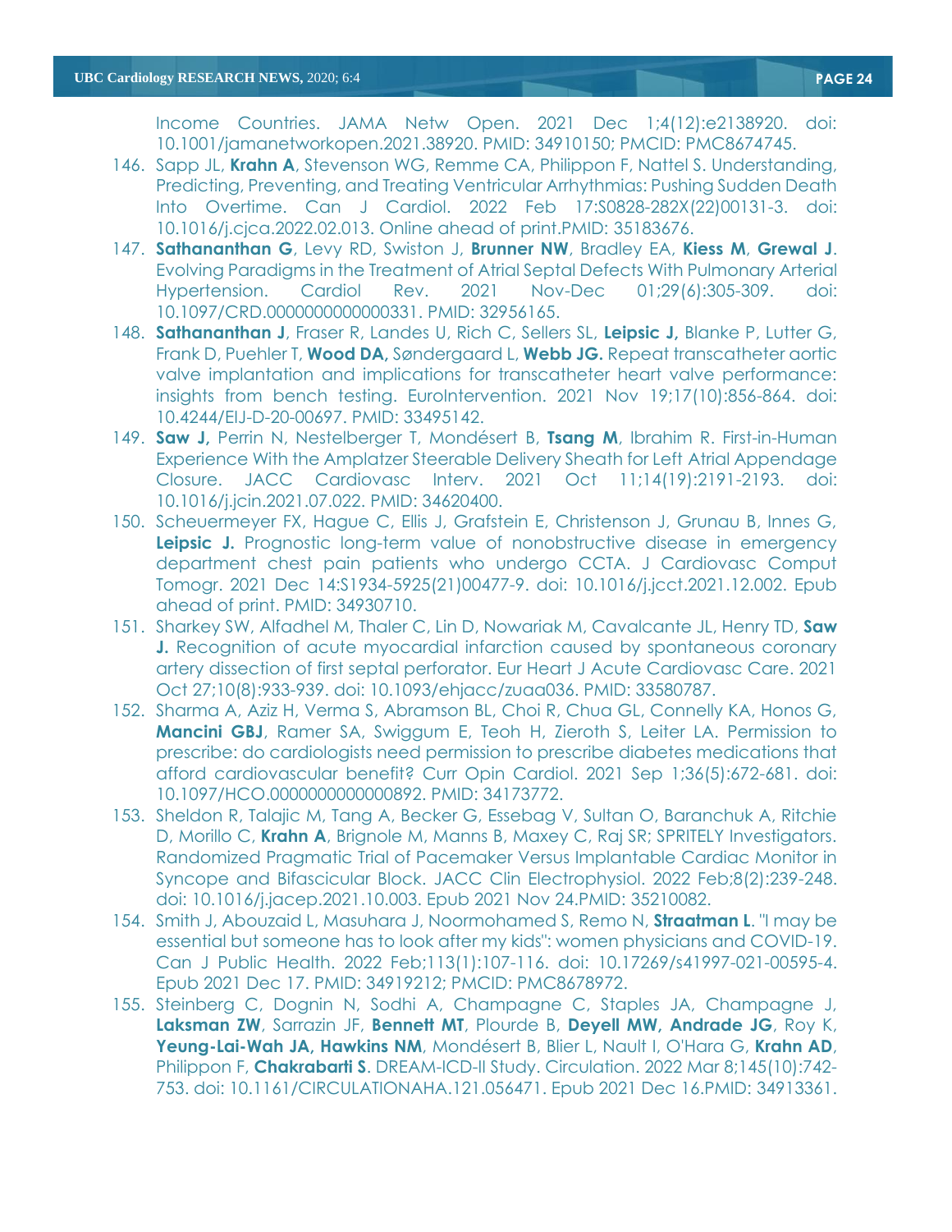Income Countries. JAMA Netw Open. 2021 Dec 1;4(12):e2138920. doi: 10.1001/jamanetworkopen.2021.38920. PMID: 34910150; PMCID: PMC8674745.

146. Sapp JL, **Krahn A**, Stevenson WG, Remme CA, Philippon F, Nattel S. Understanding, Predicting, Preventing, and Treating Ventricular Arrhythmias: Pushing Sudden Death Into Overtime. Can J Cardiol. 2022 Feb 17:S0828-282X(22)00131-3. doi: 10.1016/j.cjca.2022.02.013. Online ahead of print.PMID: 35183676.
147. **Sathananthan G**, Levy RD, Swiston J, **Brunner NW**, Bradley EA, **Kiess M**, **Grewal J**. Evolving Paradigms in the Treatment of Atrial Septal Defects With Pulmonary Arterial Hypertension. Cardiol Rev. 2021 Nov-Dec 01;29(6):305-309. doi: 10.1097/CRD.0000000000000331. PMID: 32956165.
148. **Sathananthan J**, Fraser R, Landes U, Rich C, Sellers SL, **Leipsic J,** Blanke P, Lutter G, Frank D, Puehler T, **Wood DA,** Søndergaard L, **Webb JG.** Repeat transcatheter aortic valve implantation and implications for transcatheter heart valve performance: insights from bench testing. EuroIntervention. 2021 Nov 19;17(10):856-864. doi: 10.4244/EIJ-D-20-00697. PMID: 33495142.
149. **Saw J,** Perrin N, Nestelberger T, Mondésert B, **Tsang M**, Ibrahim R. First-in-Human Experience With the Amplatzer Steerable Delivery Sheath for Left Atrial Appendage Closure. JACC Cardiovasc Interv. 2021 Oct 11;14(19):2191-2193. doi: 10.1016/j.jcin.2021.07.022. PMID: 34620400.
150. Scheuermeyer FX, Hague C, Ellis J, Grafstein E, Christenson J, Grunau B, Innes G, **Leipsic J.** Prognostic long-term value of nonobstructive disease in emergency department chest pain patients who undergo CCTA. J Cardiovasc Comput Tomogr. 2021 Dec 14:S1934-5925(21)00477-9. doi: 10.1016/j.jcct.2021.12.002. Epub ahead of print. PMID: 34930710.
151. Sharkey SW, Alfadhel M, Thaler C, Lin D, Nowariak M, Cavalcante JL, Henry TD, **Saw J.** Recognition of acute myocardial infarction caused by spontaneous coronary artery dissection of first septal perforator. Eur Heart J Acute Cardiovasc Care. 2021 Oct 27;10(8):933-939. doi: 10.1093/ehjacc/zuaa036. PMID: 33580787.
152. Sharma A, Aziz H, Verma S, Abramson BL, Choi R, Chua GL, Connelly KA, Honos G, **Mancini GBJ**, Ramer SA, Swiggum E, Teoh H, Zieroth S, Leiter LA. Permission to prescribe: do cardiologists need permission to prescribe diabetes medications that afford cardiovascular benefit? Curr Opin Cardiol. 2021 Sep 1;36(5):672-681. doi: 10.1097/HCO.0000000000000892. PMID: 34173772.
153. Sheldon R, Talajic M, Tang A, Becker G, Essebag V, Sultan O, Baranchuk A, Ritchie D, Morillo C, **Krahn A**, Brignole M, Manns B, Maxey C, Raj SR; SPRITELY Investigators. Randomized Pragmatic Trial of Pacemaker Versus Implantable Cardiac Monitor in Syncope and Bifascicular Block. JACC Clin Electrophysiol. 2022 Feb;8(2):239-248. doi: 10.1016/j.jacep.2021.10.003. Epub 2021 Nov 24.PMID: 35210082.
154. Smith J, Abouzaid L, Masuhara J, Noormohamed S, Remo N, **Straatman L**. "I may be essential but someone has to look after my kids": women physicians and COVID-19. Can J Public Health. 2022 Feb;113(1):107-116. doi: 10.17269/s41997-021-00595-4. Epub 2021 Dec 17. PMID: 34919212; PMCID: PMC8678972.
155. Steinberg C, Dognin N, Sodhi A, Champagne C, Staples JA, Champagne J, **Laksman ZW**, Sarrazin JF, **Bennett MT**, Plourde B, **Deyell MW, Andrade JG**, Roy K, **Yeung-Lai-Wah JA, Hawkins NM**, Mondésert B, Blier L, Nault I, O'Hara G, **Krahn AD**, Philippon F, **Chakrabarti S**. DREAM-ICD-II Study. Circulation. 2022 Mar 8;145(10):742-753. doi: 10.1161/CIRCULATIONAHA.121.056471. Epub 2021 Dec 16.PMID: 34913361.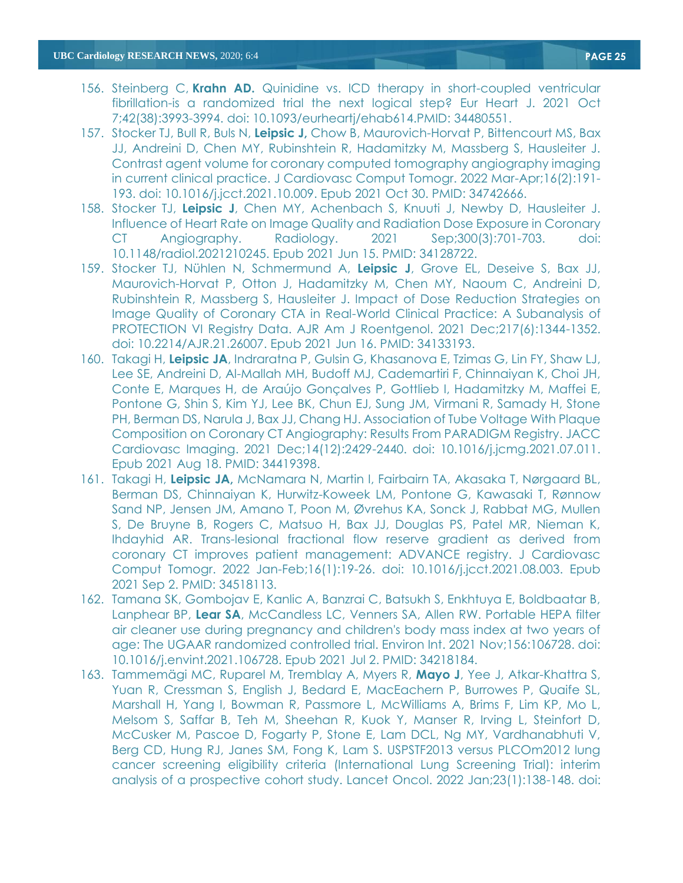156. Steinberg C, **Krahn AD.** Quinidine vs. ICD therapy in short-coupled ventricular fibrillation-is a randomized trial the next logical step? Eur Heart J. 2021 Oct 7;42(38):3993-3994. doi: 10.1093/eurheartj/ehab614.PMID: 34480551.
157. Stocker TJ, Bull R, Buls N, **Leipsic J,** Chow B, Maurovich-Horvat P, Bittencourt MS, Bax JJ, Andreini D, Chen MY, Rubinshtein R, Hadamitzky M, Massberg S, Hausleiter J. Contrast agent volume for coronary computed tomography angiography imaging in current clinical practice. J Cardiovasc Comput Tomogr. 2022 Mar-Apr;16(2):191-193. doi: 10.1016/j.jcct.2021.10.009. Epub 2021 Oct 30. PMID: 34742666.
158. Stocker TJ, **Leipsic J**, Chen MY, Achenbach S, Knuuti J, Newby D, Hausleiter J. Influence of Heart Rate on Image Quality and Radiation Dose Exposure in Coronary CT Angiography. Radiology. 2021 Sep;300(3):701-703. doi: 10.1148/radiol.2021210245. Epub 2021 Jun 15. PMID: 34128722.
159. Stocker TJ, Nühlen N, Schmermund A, **Leipsic J**, Grove EL, Deseive S, Bax JJ, Maurovich-Horvat P, Otton J, Hadamitzky M, Chen MY, Naoum C, Andreini D, Rubinshtein R, Massberg S, Hausleiter J. Impact of Dose Reduction Strategies on Image Quality of Coronary CTA in Real-World Clinical Practice: A Subanalysis of PROTECTION VI Registry Data. AJR Am J Roentgenol. 2021 Dec;217(6):1344-1352. doi: 10.2214/AJR.21.26007. Epub 2021 Jun 16. PMID: 34133193.
160. Takagi H, **Leipsic JA**, Indraratna P, Gulsin G, Khasanova E, Tzimas G, Lin FY, Shaw LJ, Lee SE, Andreini D, Al-Mallah MH, Budoff MJ, Cademartiri F, Chinnaiyan K, Choi JH, Conte E, Marques H, de Araújo Gonçalves P, Gottlieb I, Hadamitzky M, Maffei E, Pontone G, Shin S, Kim YJ, Lee BK, Chun EJ, Sung JM, Virmani R, Samady H, Stone PH, Berman DS, Narula J, Bax JJ, Chang HJ. Association of Tube Voltage With Plaque Composition on Coronary CT Angiography: Results From PARADIGM Registry. JACC Cardiovasc Imaging. 2021 Dec;14(12):2429-2440. doi: 10.1016/j.jcmg.2021.07.011. Epub 2021 Aug 18. PMID: 34419398.
161. Takagi H, **Leipsic JA,** McNamara N, Martin I, Fairbairn TA, Akasaka T, Nørgaard BL, Berman DS, Chinnaiyan K, Hurwitz-Koweek LM, Pontone G, Kawasaki T, Rønnow Sand NP, Jensen JM, Amano T, Poon M, Øvrehus KA, Sonck J, Rabbat MG, Mullen S, De Bruyne B, Rogers C, Matsuo H, Bax JJ, Douglas PS, Patel MR, Nieman K, Ihdayhid AR. Trans-lesional fractional flow reserve gradient as derived from coronary CT improves patient management: ADVANCE registry. J Cardiovasc Comput Tomogr. 2022 Jan-Feb;16(1):19-26. doi: 10.1016/j.jcct.2021.08.003. Epub 2021 Sep 2. PMID: 34518113.
162. Tamana SK, Gombojav E, Kanlic A, Banzrai C, Batsukh S, Enkhtuya E, Boldbaatar B, Lanphear BP, **Lear SA**, McCandless LC, Venners SA, Allen RW. Portable HEPA filter air cleaner use during pregnancy and children's body mass index at two years of age: The UGAAR randomized controlled trial. Environ Int. 2021 Nov;156:106728. doi: 10.1016/j.envint.2021.106728. Epub 2021 Jul 2. PMID: 34218184.
163. Tammemägi MC, Ruparel M, Tremblay A, Myers R, **Mayo J**, Yee J, Atkar-Khattra S, Yuan R, Cressman S, English J, Bedard E, MacEachern P, Burrowes P, Quaife SL, Marshall H, Yang I, Bowman R, Passmore L, McWilliams A, Brims F, Lim KP, Mo L, Melsom S, Saffar B, Teh M, Sheehan R, Kuok Y, Manser R, Irving L, Steinfort D, McCusker M, Pascoe D, Fogarty P, Stone E, Lam DCL, Ng MY, Vardhanabhuti V, Berg CD, Hung RJ, Janes SM, Fong K, Lam S. USPSTF2013 versus PLCOm2012 lung cancer screening eligibility criteria (International Lung Screening Trial): interim analysis of a prospective cohort study. Lancet Oncol. 2022 Jan;23(1):138-148. doi: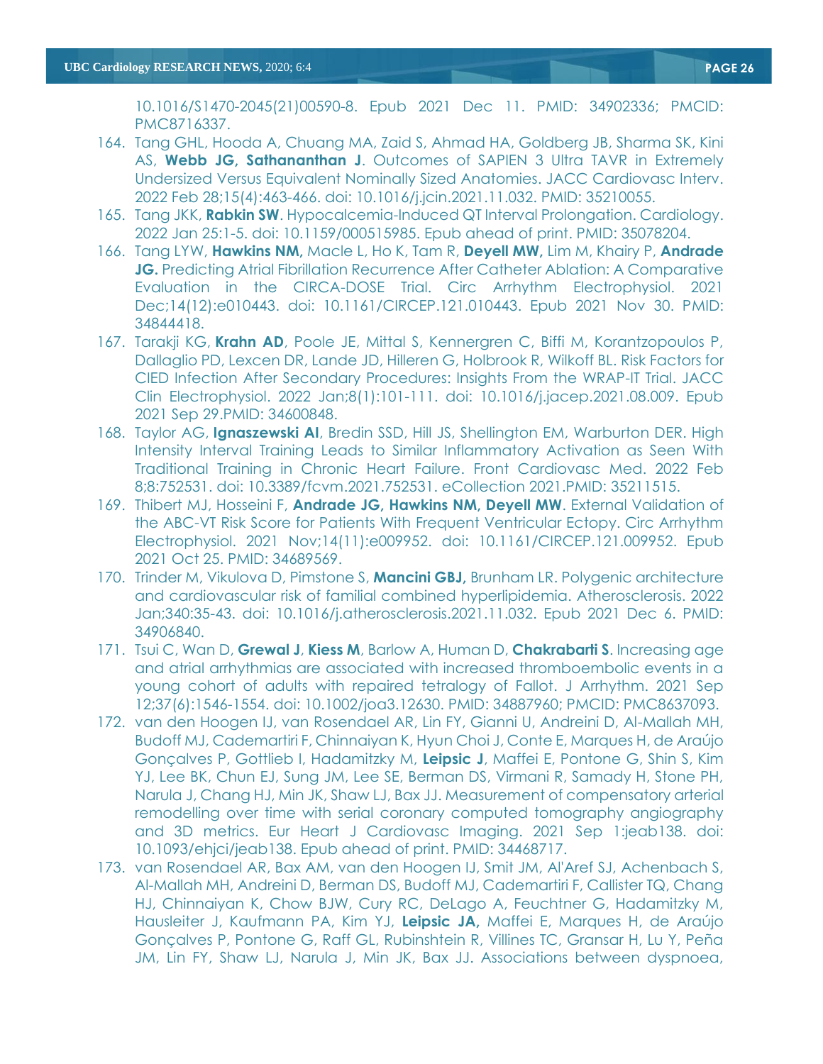10.1016/S1470-2045(21)00590-8. Epub 2021 Dec 11. PMID: 34902336; PMCID: PMC8716337.

164. Tang GHL, Hooda A, Chuang MA, Zaid S, Ahmad HA, Goldberg JB, Sharma SK, Kini AS, **Webb JG, Sathananthan J**. Outcomes of SAPIEN 3 Ultra TAVR in Extremely Undersized Versus Equivalent Nominally Sized Anatomies. JACC Cardiovasc Interv. 2022 Feb 28;15(4):463-466. doi: 10.1016/j.jcin.2021.11.032. PMID: 35210055.
165. Tang JKK, **Rabkin SW**. Hypocalcemia-Induced QT Interval Prolongation. Cardiology. 2022 Jan 25:1-5. doi: 10.1159/000515985. Epub ahead of print. PMID: 35078204.
166. Tang LYW, **Hawkins NM,** Macle L, Ho K, Tam R, **Deyell MW,** Lim M, Khairy P, **Andrade JG.** Predicting Atrial Fibrillation Recurrence After Catheter Ablation: A Comparative Evaluation in the CIRCA-DOSE Trial. Circ Arrhythm Electrophysiol. 2021 Dec;14(12):e010443. doi: 10.1161/CIRCEP.121.010443. Epub 2021 Nov 30. PMID: 34844418.
167. Tarakji KG, **Krahn AD**, Poole JE, Mittal S, Kennergren C, Biffi M, Korantzopoulos P, Dallaglio PD, Lexcen DR, Lande JD, Hilleren G, Holbrook R, Wilkoff BL. Risk Factors for CIED Infection After Secondary Procedures: Insights From the WRAP-IT Trial. JACC Clin Electrophysiol. 2022 Jan;8(1):101-111. doi: 10.1016/j.jacep.2021.08.009. Epub 2021 Sep 29.PMID: 34600848.
168. Taylor AG, **Ignaszewski AI**, Bredin SSD, Hill JS, Shellington EM, Warburton DER. High Intensity Interval Training Leads to Similar Inflammatory Activation as Seen With Traditional Training in Chronic Heart Failure. Front Cardiovasc Med. 2022 Feb 8;8:752531. doi: 10.3389/fcvm.2021.752531. eCollection 2021.PMID: 35211515.
169. Thibert MJ, Hosseini F, **Andrade JG, Hawkins NM, Deyell MW**. External Validation of the ABC-VT Risk Score for Patients With Frequent Ventricular Ectopy. Circ Arrhythm Electrophysiol. 2021 Nov;14(11):e009952. doi: 10.1161/CIRCEP.121.009952. Epub 2021 Oct 25. PMID: 34689569.
170. Trinder M, Vikulova D, Pimstone S, **Mancini GBJ,** Brunham LR. Polygenic architecture and cardiovascular risk of familial combined hyperlipidemia. Atherosclerosis. 2022 Jan;340:35-43. doi: 10.1016/j.atherosclerosis.2021.11.032. Epub 2021 Dec 6. PMID: 34906840.
171. Tsui C, Wan D, **Grewal J**, **Kiess M**, Barlow A, Human D, **Chakrabarti S**. Increasing age and atrial arrhythmias are associated with increased thromboembolic events in a young cohort of adults with repaired tetralogy of Fallot. J Arrhythm. 2021 Sep 12;37(6):1546-1554. doi: 10.1002/joa3.12630. PMID: 34887960; PMCID: PMC8637093.
172. van den Hoogen IJ, van Rosendael AR, Lin FY, Gianni U, Andreini D, Al-Mallah MH, Budoff MJ, Cademartiri F, Chinnaiyan K, Hyun Choi J, Conte E, Marques H, de Araújo Gonçalves P, Gottlieb I, Hadamitzky M, **Leipsic J**, Maffei E, Pontone G, Shin S, Kim YJ, Lee BK, Chun EJ, Sung JM, Lee SE, Berman DS, Virmani R, Samady H, Stone PH, Narula J, Chang HJ, Min JK, Shaw LJ, Bax JJ. Measurement of compensatory arterial remodelling over time with serial coronary computed tomography angiography and 3D metrics. Eur Heart J Cardiovasc Imaging. 2021 Sep 1:jeab138. doi: 10.1093/ehjci/jeab138. Epub ahead of print. PMID: 34468717.
173. van Rosendael AR, Bax AM, van den Hoogen IJ, Smit JM, Al'Aref SJ, Achenbach S, Al-Mallah MH, Andreini D, Berman DS, Budoff MJ, Cademartiri F, Callister TQ, Chang HJ, Chinnaiyan K, Chow BJW, Cury RC, DeLago A, Feuchtner G, Hadamitzky M, Hausleiter J, Kaufmann PA, Kim YJ, **Leipsic JA,** Maffei E, Marques H, de Araújo Gonçalves P, Pontone G, Raff GL, Rubinshtein R, Villines TC, Gransar H, Lu Y, Peña JM, Lin FY, Shaw LJ, Narula J, Min JK, Bax JJ. Associations between dyspnoea,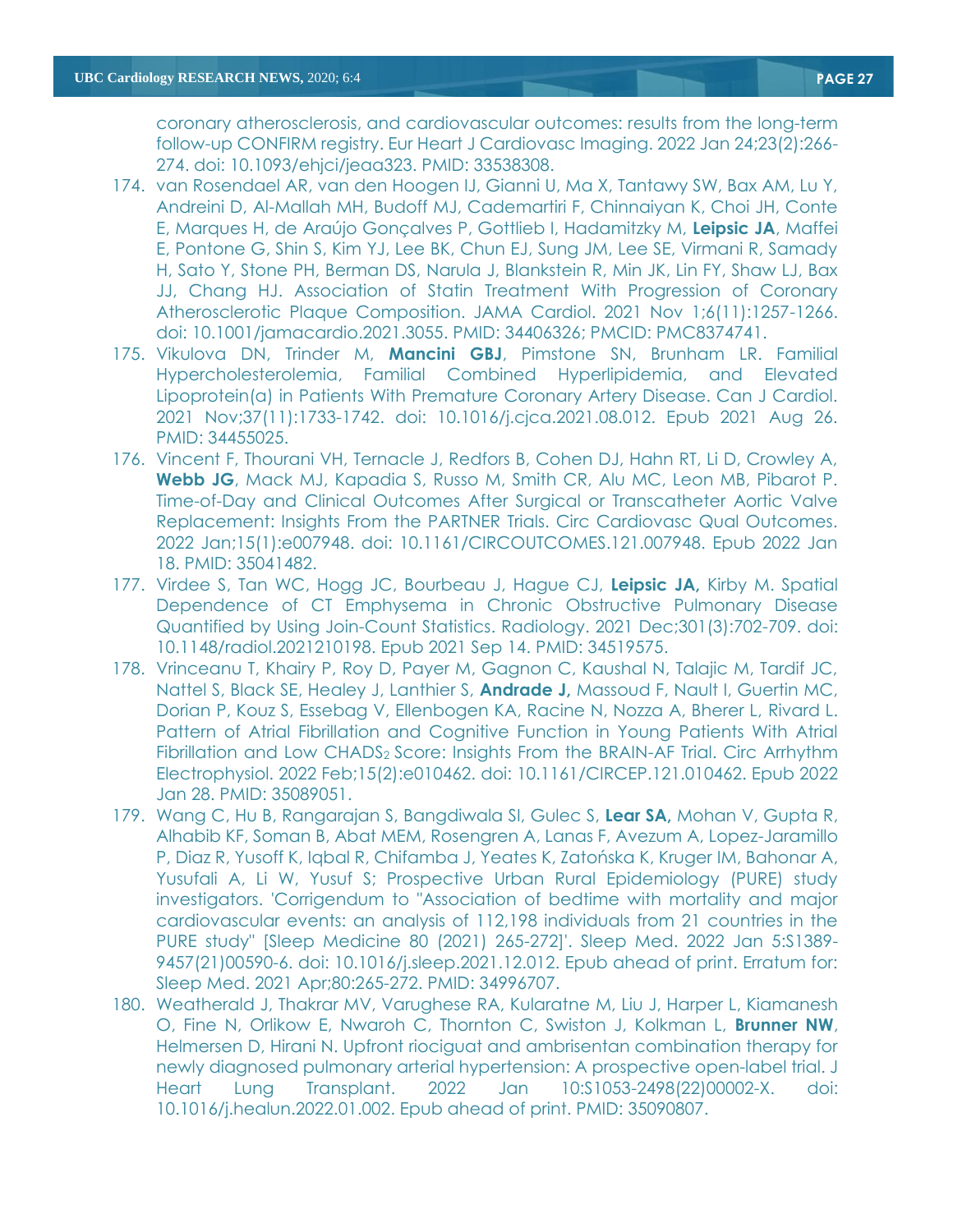coronary atherosclerosis, and cardiovascular outcomes: results from the long-term follow-up CONFIRM registry. Eur Heart J Cardiovasc Imaging. 2022 Jan 24;23(2):266-274. doi: 10.1093/ehjci/jeaa323. PMID: 33538308.

174. van Rosendael AR, van den Hoogen IJ, Gianni U, Ma X, Tantawy SW, Bax AM, Lu Y, Andreini D, Al-Mallah MH, Budoff MJ, Cademartiri F, Chinnaiyan K, Choi JH, Conte E, Marques H, de Araújo Gonçalves P, Gottlieb I, Hadamitzky M, **Leipsic JA**, Maffei E, Pontone G, Shin S, Kim YJ, Lee BK, Chun EJ, Sung JM, Lee SE, Virmani R, Samady H, Sato Y, Stone PH, Berman DS, Narula J, Blankstein R, Min JK, Lin FY, Shaw LJ, Bax JJ, Chang HJ. Association of Statin Treatment With Progression of Coronary Atherosclerotic Plaque Composition. JAMA Cardiol. 2021 Nov 1;6(11):1257-1266. doi: 10.1001/jamacardio.2021.3055. PMID: 34406326; PMCID: PMC8374741.
175. Vikulova DN, Trinder M, **Mancini GBJ**, Pimstone SN, Brunham LR. Familial Hypercholesterolemia, Familial Combined Hyperlipidemia, and Elevated Lipoprotein(a) in Patients With Premature Coronary Artery Disease. Can J Cardiol. 2021 Nov;37(11):1733-1742. doi: 10.1016/j.cjca.2021.08.012. Epub 2021 Aug 26. PMID: 34455025.
176. Vincent F, Thourani VH, Ternacle J, Redfors B, Cohen DJ, Hahn RT, Li D, Crowley A, **Webb JG**, Mack MJ, Kapadia S, Russo M, Smith CR, Alu MC, Leon MB, Pibarot P. Time-of-Day and Clinical Outcomes After Surgical or Transcatheter Aortic Valve Replacement: Insights From the PARTNER Trials. Circ Cardiovasc Qual Outcomes. 2022 Jan;15(1):e007948. doi: 10.1161/CIRCOUTCOMES.121.007948. Epub 2022 Jan 18. PMID: 35041482.
177. Virdee S, Tan WC, Hogg JC, Bourbeau J, Hague CJ, **Leipsic JA,** Kirby M. Spatial Dependence of CT Emphysema in Chronic Obstructive Pulmonary Disease Quantified by Using Join-Count Statistics. Radiology. 2021 Dec;301(3):702-709. doi: 10.1148/radiol.2021210198. Epub 2021 Sep 14. PMID: 34519575.
178. Vrinceanu T, Khairy P, Roy D, Payer M, Gagnon C, Kaushal N, Talajic M, Tardif JC, Nattel S, Black SE, Healey J, Lanthier S, **Andrade J,** Massoud F, Nault I, Guertin MC, Dorian P, Kouz S, Essebag V, Ellenbogen KA, Racine N, Nozza A, Bherer L, Rivard L. Pattern of Atrial Fibrillation and Cognitive Function in Young Patients With Atrial Fibrillation and Low $CHADS_2$ Score: Insights From the BRAIN-AF Trial. Circ Arrhythm Electrophysiol. 2022 Feb;15(2):e010462. doi: 10.1161/CIRCEP.121.010462. Epub 2022 Jan 28. PMID: 35089051.
179. Wang C, Hu B, Rangarajan S, Bangdiwala SI, Gulec S, **Lear SA,** Mohan V, Gupta R, Alhabib KF, Soman B, Abat MEM, Rosengren A, Lanas F, Avezum A, Lopez-Jaramillo P, Diaz R, Yusoff K, Iqbal R, Chifamba J, Yeates K, Zatońska K, Kruger IM, Bahonar A, Yusufali A, Li W, Yusuf S; Prospective Urban Rural Epidemiology (PURE) study investigators. 'Corrigendum to "Association of bedtime with mortality and major cardiovascular events: an analysis of 112,198 individuals from 21 countries in the PURE study" [Sleep Medicine 80 (2021) 265-272]'. Sleep Med. 2022 Jan 5:S1389-9457(21)00590-6. doi: 10.1016/j.sleep.2021.12.012. Epub ahead of print. Erratum for: Sleep Med. 2021 Apr;80:265-272. PMID: 34996707.
180. Weatherald J, Thakrar MV, Varughese RA, Kularatne M, Liu J, Harper L, Kiamanesh O, Fine N, Orlikow E, Nwaroh C, Thornton C, Swiston J, Kolkman L, **Brunner NW**, Helmersen D, Hirani N. Upfront riociguat and ambrisentan combination therapy for newly diagnosed pulmonary arterial hypertension: A prospective open-label trial. J Heart Lung Transplant. 2022 Jan 10:S1053-2498(22)00002-X. doi: 10.1016/j.healun.2022.01.002. Epub ahead of print. PMID: 35090807.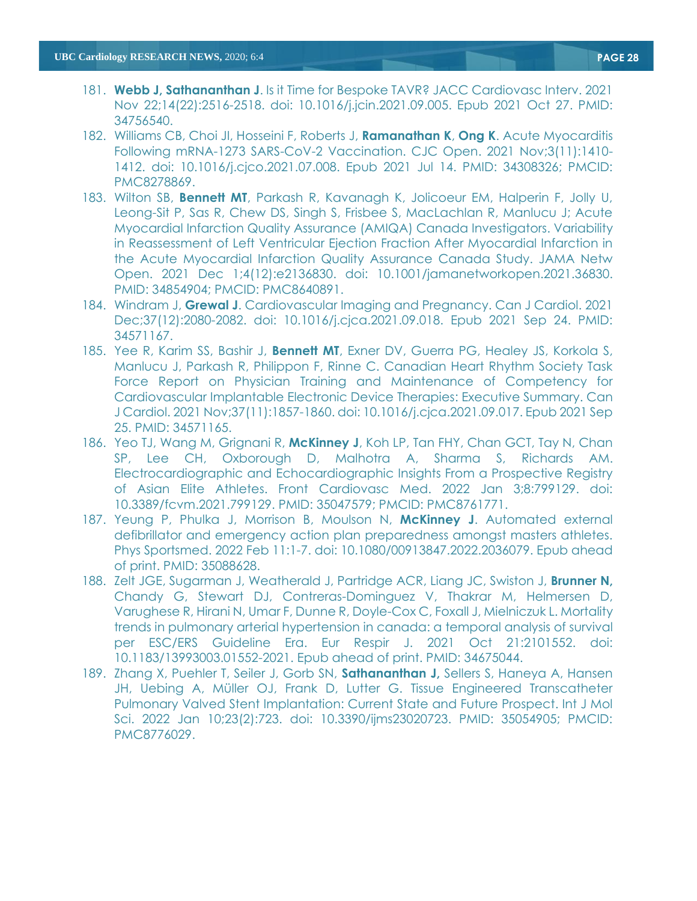181. **Webb J, Sathananthan J**. Is it Time for Bespoke TAVR? JACC Cardiovasc Interv. 2021 Nov 22;14(22):2516-2518. doi: 10.1016/j.jcin.2021.09.005. Epub 2021 Oct 27. PMID: 34756540.
182. Williams CB, Choi JI, Hosseini F, Roberts J, **Ramanathan K**, **Ong K**. Acute Myocarditis Following mRNA-1273 SARS-CoV-2 Vaccination. CJC Open. 2021 Nov;3(11):1410-1412. doi: 10.1016/j.cjco.2021.07.008. Epub 2021 Jul 14. PMID: 34308326; PMCID: PMC8278869.
183. Wilton SB, **Bennett MT**, Parkash R, Kavanagh K, Jolicoeur EM, Halperin F, Jolly U, Leong-Sit P, Sas R, Chew DS, Singh S, Frisbee S, MacLachlan R, Manlucu J; Acute Myocardial Infarction Quality Assurance (AMIQA) Canada Investigators. Variability in Reassessment of Left Ventricular Ejection Fraction After Myocardial Infarction in the Acute Myocardial Infarction Quality Assurance Canada Study. JAMA Netw Open. 2021 Dec 1;4(12):e2136830. doi: 10.1001/jamanetworkopen.2021.36830. PMID: 34854904; PMCID: PMC8640891.
184. Windram J, **Grewal J**. Cardiovascular Imaging and Pregnancy. Can J Cardiol. 2021 Dec;37(12):2080-2082. doi: 10.1016/j.cjca.2021.09.018. Epub 2021 Sep 24. PMID: 34571167.
185. Yee R, Karim SS, Bashir J, **Bennett MT**, Exner DV, Guerra PG, Healey JS, Korkola S, Manlucu J, Parkash R, Philippon F, Rinne C. Canadian Heart Rhythm Society Task Force Report on Physician Training and Maintenance of Competency for Cardiovascular Implantable Electronic Device Therapies: Executive Summary. Can J Cardiol. 2021 Nov;37(11):1857-1860. doi: 10.1016/j.cjca.2021.09.017. Epub 2021 Sep 25. PMID: 34571165.
186. Yeo TJ, Wang M, Grignani R, **McKinney J**, Koh LP, Tan FHY, Chan GCT, Tay N, Chan SP, Lee CH, Oxborough D, Malhotra A, Sharma S, Richards AM. Electrocardiographic and Echocardiographic Insights From a Prospective Registry of Asian Elite Athletes. Front Cardiovasc Med. 2022 Jan 3;8:799129. doi: 10.3389/fcvm.2021.799129. PMID: 35047579; PMCID: PMC8761771.
187. Yeung P, Phulka J, Morrison B, Moulson N, **McKinney J**. Automated external defibrillator and emergency action plan preparedness amongst masters athletes. Phys Sportsmed. 2022 Feb 11:1-7. doi: 10.1080/00913847.2022.2036079. Epub ahead of print. PMID: 35088628.
188. Zelt JGE, Sugarman J, Weatherald J, Partridge ACR, Liang JC, Swiston J, **Brunner N,** Chandy G, Stewart DJ, Contreras-Dominguez V, Thakrar M, Helmersen D, Varughese R, Hirani N, Umar F, Dunne R, Doyle-Cox C, Foxall J, Mielniczuk L. Mortality trends in pulmonary arterial hypertension in canada: a temporal analysis of survival per ESC/ERS Guideline Era. Eur Respir J. 2021 Oct 21:2101552. doi: 10.1183/13993003.01552-2021. Epub ahead of print. PMID: 34675044.
189. Zhang X, Puehler T, Seiler J, Gorb SN, **Sathananthan J,** Sellers S, Haneya A, Hansen JH, Uebing A, Müller OJ, Frank D, Lutter G. Tissue Engineered Transcatheter Pulmonary Valved Stent Implantation: Current State and Future Prospect. Int J Mol Sci. 2022 Jan 10;23(2):723. doi: 10.3390/ijms23020723. PMID: 35054905; PMCID: PMC8776029.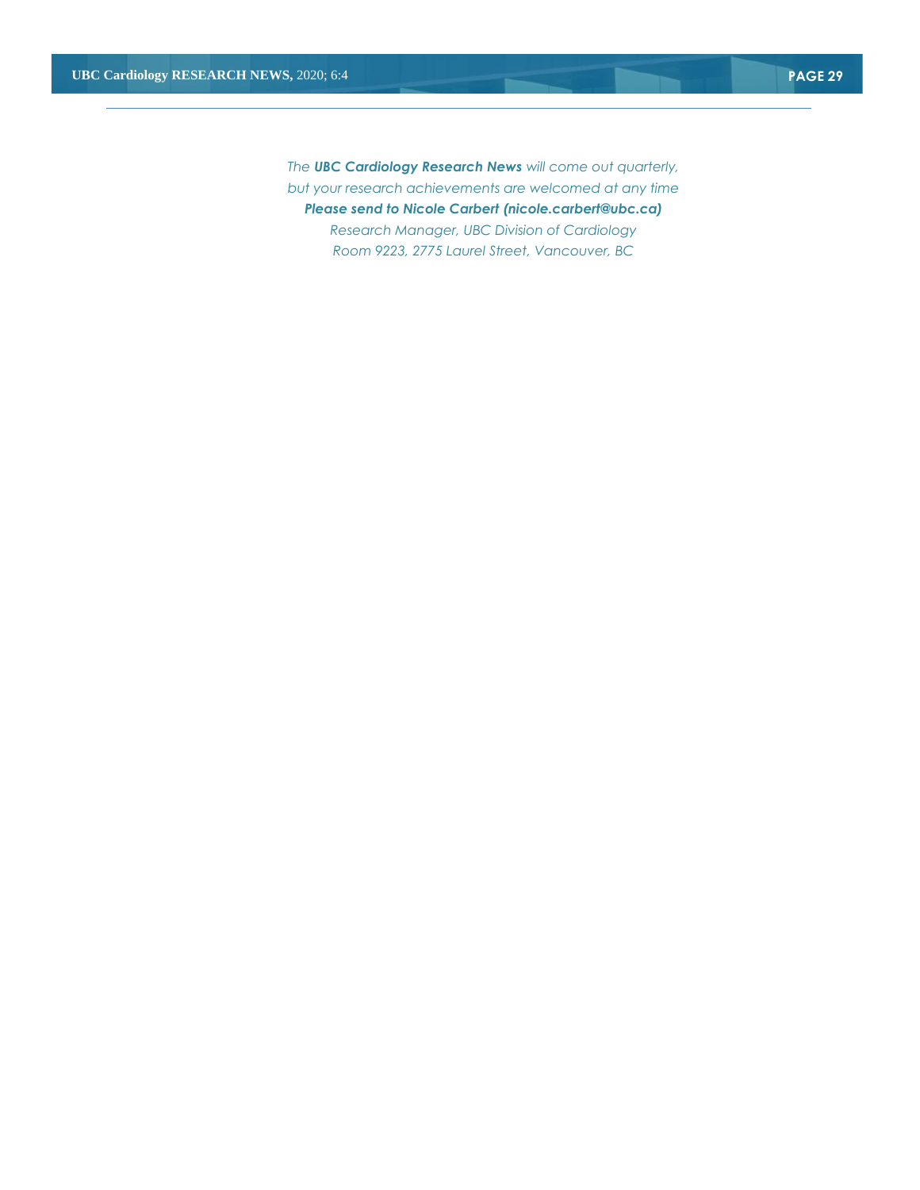*The **UBC Cardiology Research News** will come out quarterly,*
*but your research achievements are welcomed at any time*
***Please send to Nicole Carbert (nicole.carbert@ubc.ca)***
*Research Manager, UBC Division of Cardiology*
*Room 9223, 2775 Laurel Street, Vancouver, BC*